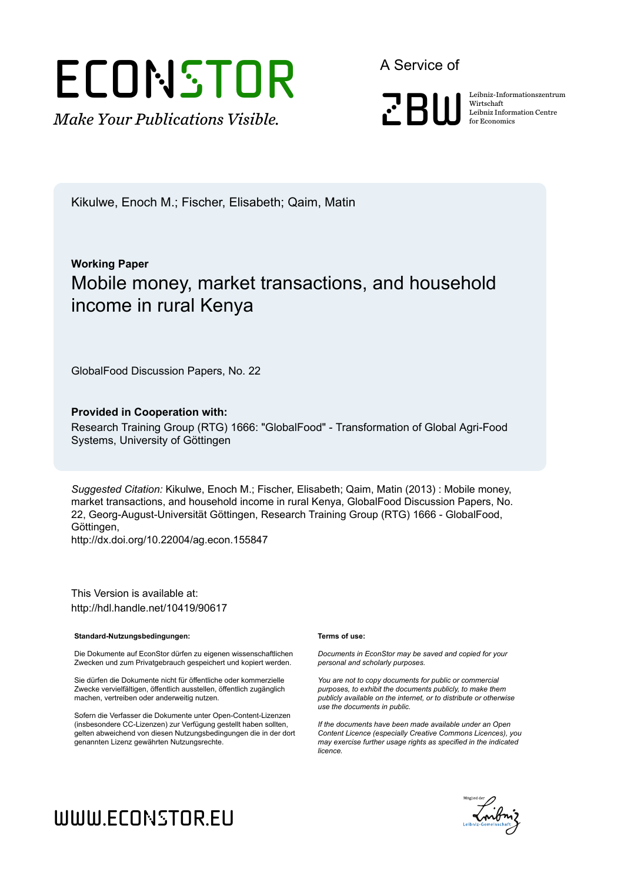ECONSTOR

*Make Your Publications Visible.*

A Service of

ZBW

Leibniz-Informationszentrum Wirtschaft
Leibniz Information Centre for Economics

Kikulwe, Enoch M.; Fischer, Elisabeth; Qaim, Matin

**Working Paper**

# Mobile money, market transactions, and household income in rural Kenya

GlobalFood Discussion Papers, No. 22

**Provided in Cooperation with:**

Research Training Group (RTG) 1666: "GlobalFood" - Transformation of Global Agri-Food Systems, University of Göttingen

*Suggested Citation:* Kikulwe, Enoch M.; Fischer, Elisabeth; Qaim, Matin (2013) : Mobile money, market transactions, and household income in rural Kenya, GlobalFood Discussion Papers, No. 22, Georg-August-Universität Göttingen, Research Training Group (RTG) 1666 - GlobalFood, Göttingen,
http://dx.doi.org/10.22004/ag.econ.155847

This Version is available at:
http://hdl.handle.net/10419/90617

**Standard-Nutzungsbedingungen:**

Die Dokumente auf EconStor dürfen zu eigenen wissenschaftlichen Zwecken und zum Privatgebrauch gespeichert und kopiert werden.

Sie dürfen die Dokumente nicht für öffentliche oder kommerzielle Zwecke vervielfältigen, öffentlich ausstellen, öffentlich zugänglich machen, vertreiben oder anderweitig nutzen.

Sofern die Verfasser die Dokumente unter Open-Content-Lizenzen (insbesondere CC-Lizenzen) zur Verfügung gestellt haben sollten, gelten abweichend von diesen Nutzungsbedingungen die in der dort genannten Lizenz gewährten Nutzungsrechte.

**Terms of use:**

*Documents in EconStor may be saved and copied for your personal and scholarly purposes.*

*You are not to copy documents for public or commercial purposes, to exhibit the documents publicly, to make them publicly available on the internet, or to distribute or otherwise use the documents in public.*

*If the documents have been made available under an Open Content Licence (especially Creative Commons Licences), you may exercise further usage rights as specified in the indicated licence.*

WWW.ECONSTOR.EU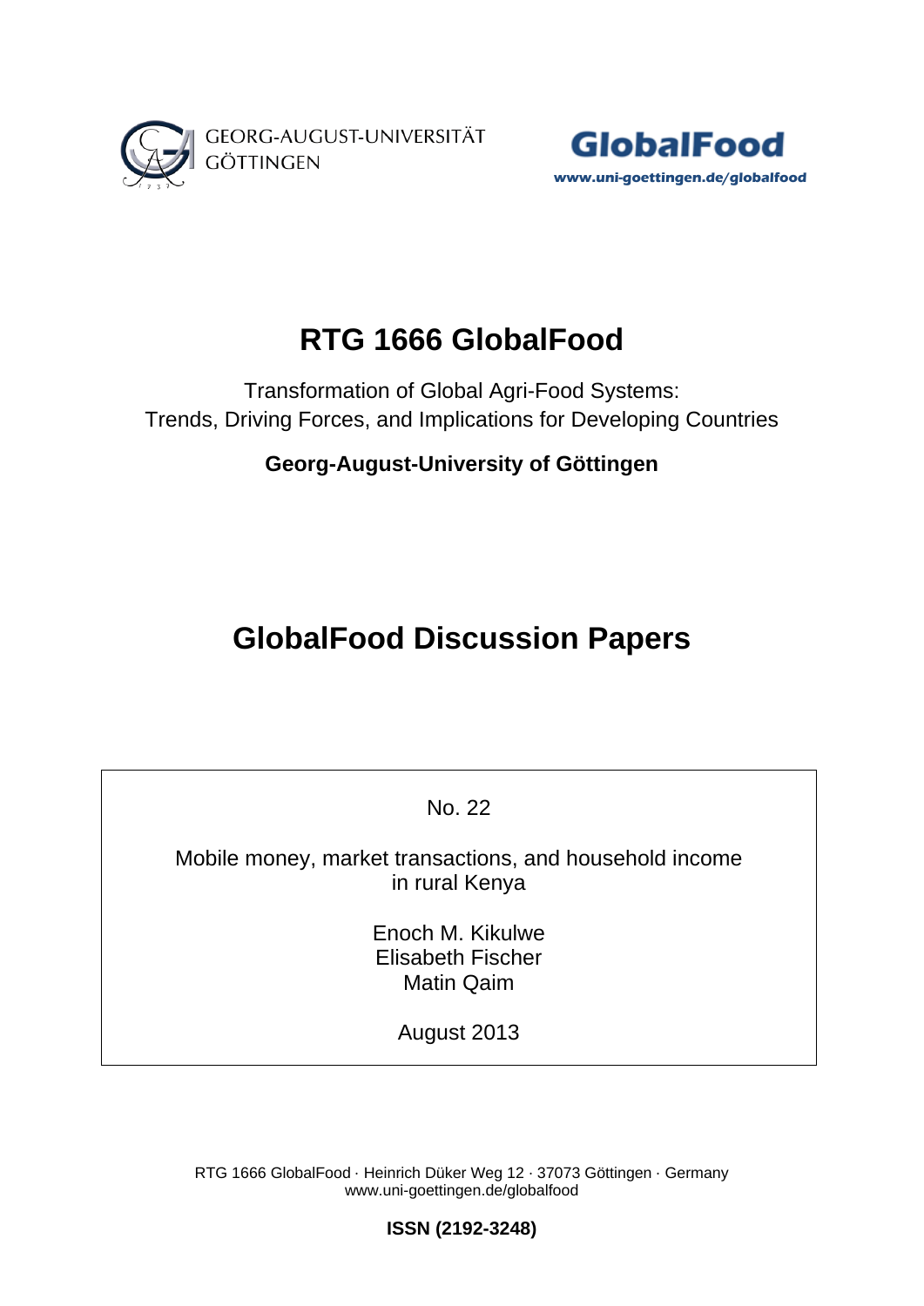GEORG-AUGUST-UNIVERSITÄT GÖTTINGEN

**GlobalFood**
www.uni-goettingen.de/globalfood

# RTG 1666 GlobalFood

Transformation of Global Agri-Food Systems:
Trends, Driving Forces, and Implications for Developing Countries

**Georg-August-University of Göttingen**

# GlobalFood Discussion Papers

No. 22

Mobile money, market transactions, and household income in rural Kenya

Enoch M. Kikulwe
Elisabeth Fischer
Matin Qaim

August 2013

RTG 1666 GlobalFood · Heinrich Düker Weg 12 · 37073 Göttingen · Germany
www.uni-goettingen.de/globalfood

**ISSN (2192-3248)**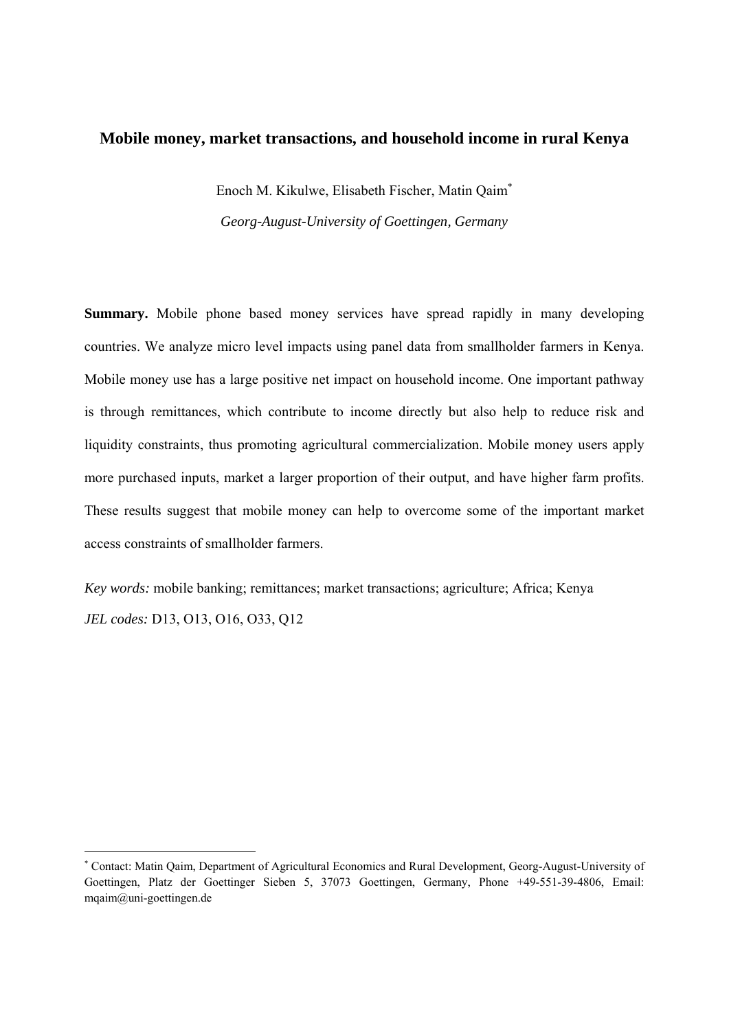# Mobile money, market transactions, and household income in rural Kenya

Enoch M. Kikulwe, Elisabeth Fischer, Matin Qaim[*]

*Georg-August-University of Goettingen, Germany*

**Summary.** Mobile phone based money services have spread rapidly in many developing countries. We analyze micro level impacts using panel data from smallholder farmers in Kenya. Mobile money use has a large positive net impact on household income. One important pathway is through remittances, which contribute to income directly but also help to reduce risk and liquidity constraints, thus promoting agricultural commercialization. Mobile money users apply more purchased inputs, market a larger proportion of their output, and have higher farm profits. These results suggest that mobile money can help to overcome some of the important market access constraints of smallholder farmers.

*Key words:* mobile banking; remittances; market transactions; agriculture; Africa; Kenya

*JEL codes:* D13, O13, O16, O33, Q12

[*] Contact: Matin Qaim, Department of Agricultural Economics and Rural Development, Georg-August-University of Goettingen, Platz der Goettinger Sieben 5, 37073 Goettingen, Germany, Phone +49-551-39-4806, Email: mqaim@uni-goettingen.de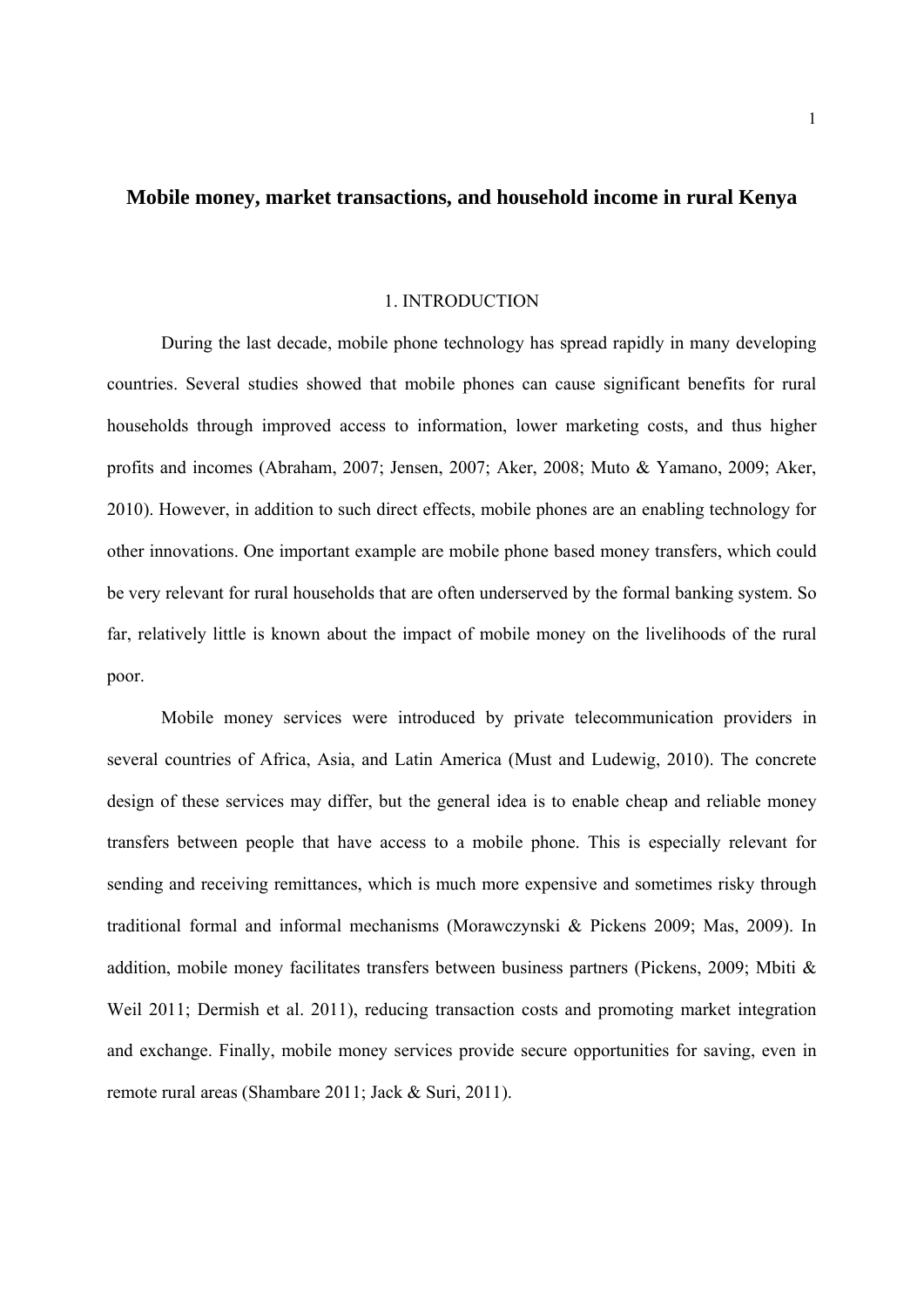# Mobile money, market transactions, and household income in rural Kenya

## 1. INTRODUCTION

During the last decade, mobile phone technology has spread rapidly in many developing countries. Several studies showed that mobile phones can cause significant benefits for rural households through improved access to information, lower marketing costs, and thus higher profits and incomes (Abraham, 2007; Jensen, 2007; Aker, 2008; Muto & Yamano, 2009; Aker, 2010). However, in addition to such direct effects, mobile phones are an enabling technology for other innovations. One important example are mobile phone based money transfers, which could be very relevant for rural households that are often underserved by the formal banking system. So far, relatively little is known about the impact of mobile money on the livelihoods of the rural poor.

Mobile money services were introduced by private telecommunication providers in several countries of Africa, Asia, and Latin America (Must and Ludewig, 2010). The concrete design of these services may differ, but the general idea is to enable cheap and reliable money transfers between people that have access to a mobile phone. This is especially relevant for sending and receiving remittances, which is much more expensive and sometimes risky through traditional formal and informal mechanisms (Morawczynski & Pickens 2009; Mas, 2009). In addition, mobile money facilitates transfers between business partners (Pickens, 2009; Mbiti & Weil 2011; Dermish et al. 2011), reducing transaction costs and promoting market integration and exchange. Finally, mobile money services provide secure opportunities for saving, even in remote rural areas (Shambare 2011; Jack & Suri, 2011).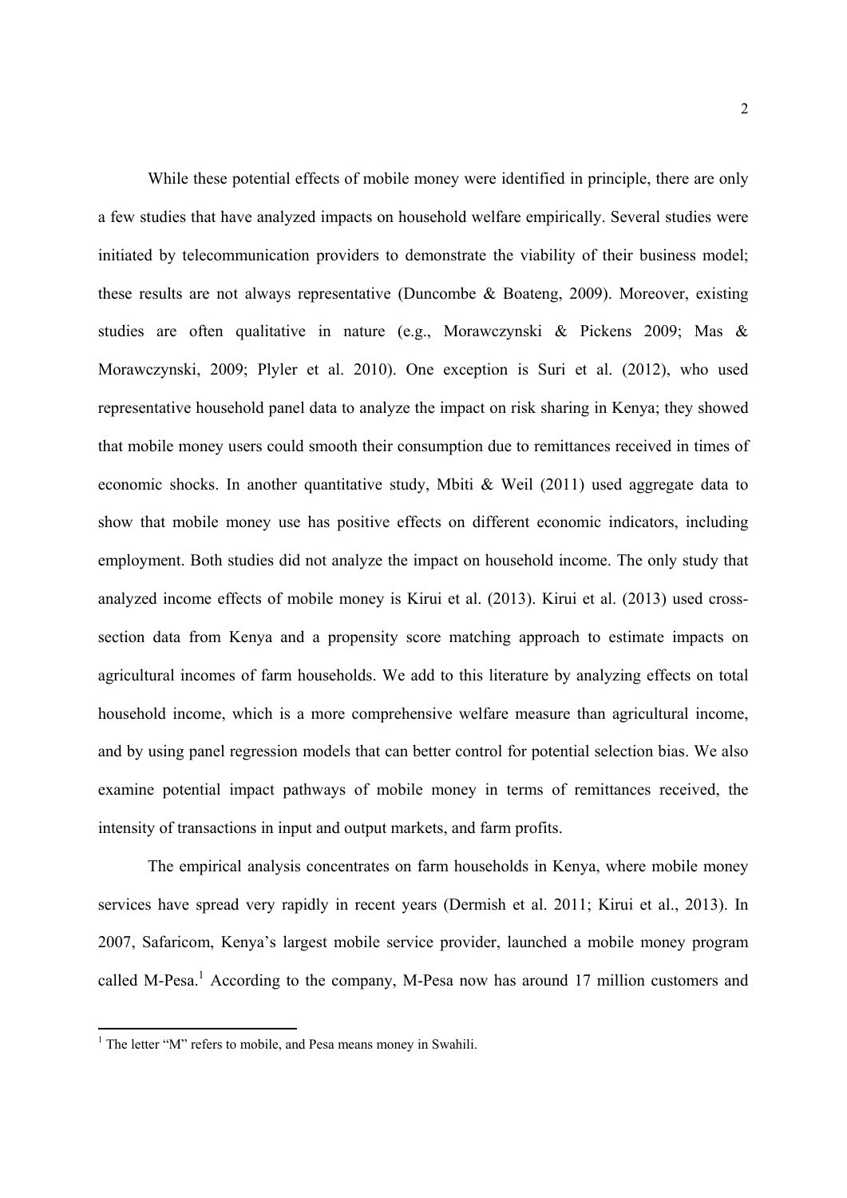While these potential effects of mobile money were identified in principle, there are only a few studies that have analyzed impacts on household welfare empirically. Several studies were initiated by telecommunication providers to demonstrate the viability of their business model; these results are not always representative (Duncombe & Boateng, 2009). Moreover, existing studies are often qualitative in nature (e.g., Morawczynski & Pickens 2009; Mas & Morawczynski, 2009; Plyler et al. 2010). One exception is Suri et al. (2012), who used representative household panel data to analyze the impact on risk sharing in Kenya; they showed that mobile money users could smooth their consumption due to remittances received in times of economic shocks. In another quantitative study, Mbiti & Weil (2011) used aggregate data to show that mobile money use has positive effects on different economic indicators, including employment. Both studies did not analyze the impact on household income. The only study that analyzed income effects of mobile money is Kirui et al. (2013). Kirui et al. (2013) used cross-section data from Kenya and a propensity score matching approach to estimate impacts on agricultural incomes of farm households. We add to this literature by analyzing effects on total household income, which is a more comprehensive welfare measure than agricultural income, and by using panel regression models that can better control for potential selection bias. We also examine potential impact pathways of mobile money in terms of remittances received, the intensity of transactions in input and output markets, and farm profits.

The empirical analysis concentrates on farm households in Kenya, where mobile money services have spread very rapidly in recent years (Dermish et al. 2011; Kirui et al., 2013). In 2007, Safaricom, Kenya's largest mobile service provider, launched a mobile money program called M-Pesa.[1] According to the company, M-Pesa now has around 17 million customers and

[1] The letter "M" refers to mobile, and Pesa means money in Swahili.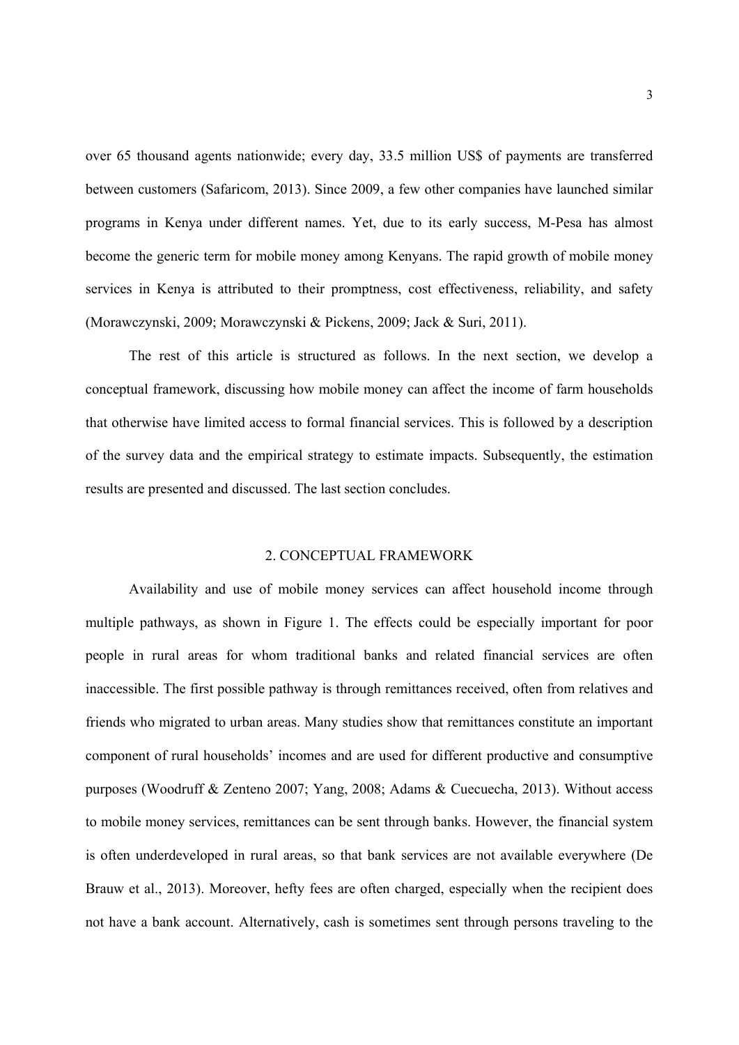over 65 thousand agents nationwide; every day, 33.5 million US$ of payments are transferred between customers (Safaricom, 2013). Since 2009, a few other companies have launched similar programs in Kenya under different names. Yet, due to its early success, M-Pesa has almost become the generic term for mobile money among Kenyans. The rapid growth of mobile money services in Kenya is attributed to their promptness, cost effectiveness, reliability, and safety (Morawczynski, 2009; Morawczynski & Pickens, 2009; Jack & Suri, 2011).

The rest of this article is structured as follows. In the next section, we develop a conceptual framework, discussing how mobile money can affect the income of farm households that otherwise have limited access to formal financial services. This is followed by a description of the survey data and the empirical strategy to estimate impacts. Subsequently, the estimation results are presented and discussed. The last section concludes.

## 2. CONCEPTUAL FRAMEWORK

Availability and use of mobile money services can affect household income through multiple pathways, as shown in Figure 1. The effects could be especially important for poor people in rural areas for whom traditional banks and related financial services are often inaccessible. The first possible pathway is through remittances received, often from relatives and friends who migrated to urban areas. Many studies show that remittances constitute an important component of rural households' incomes and are used for different productive and consumptive purposes (Woodruff & Zenteno 2007; Yang, 2008; Adams & Cuecuecha, 2013). Without access to mobile money services, remittances can be sent through banks. However, the financial system is often underdeveloped in rural areas, so that bank services are not available everywhere (De Brauw et al., 2013). Moreover, hefty fees are often charged, especially when the recipient does not have a bank account. Alternatively, cash is sometimes sent through persons traveling to the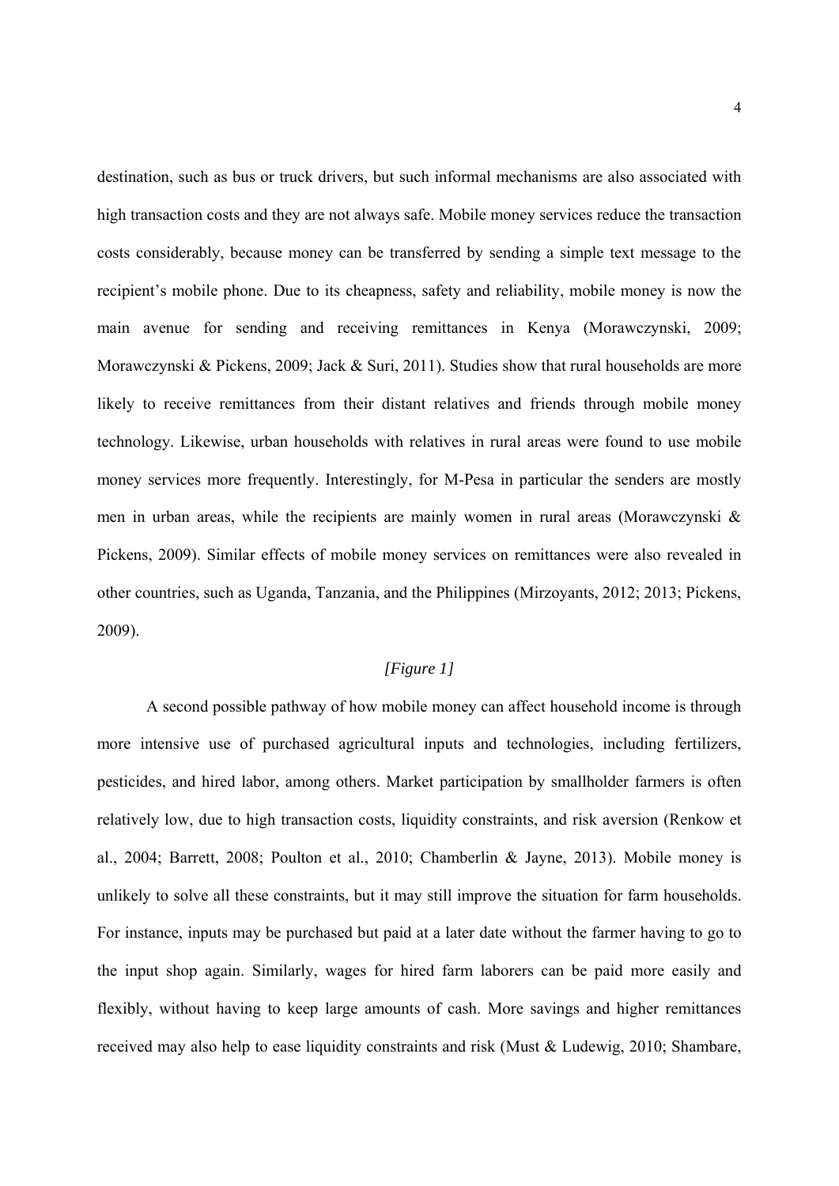destination, such as bus or truck drivers, but such informal mechanisms are also associated with high transaction costs and they are not always safe. Mobile money services reduce the transaction costs considerably, because money can be transferred by sending a simple text message to the recipient's mobile phone. Due to its cheapness, safety and reliability, mobile money is now the main avenue for sending and receiving remittances in Kenya (Morawczynski, 2009; Morawczynski & Pickens, 2009; Jack & Suri, 2011). Studies show that rural households are more likely to receive remittances from their distant relatives and friends through mobile money technology. Likewise, urban households with relatives in rural areas were found to use mobile money services more frequently. Interestingly, for M-Pesa in particular the senders are mostly men in urban areas, while the recipients are mainly women in rural areas (Morawczynski & Pickens, 2009). Similar effects of mobile money services on remittances were also revealed in other countries, such as Uganda, Tanzania, and the Philippines (Mirzoyants, 2012; 2013; Pickens, 2009).

*[Figure 1]*

A second possible pathway of how mobile money can affect household income is through more intensive use of purchased agricultural inputs and technologies, including fertilizers, pesticides, and hired labor, among others. Market participation by smallholder farmers is often relatively low, due to high transaction costs, liquidity constraints, and risk aversion (Renkow et al., 2004; Barrett, 2008; Poulton et al., 2010; Chamberlin & Jayne, 2013). Mobile money is unlikely to solve all these constraints, but it may still improve the situation for farm households. For instance, inputs may be purchased but paid at a later date without the farmer having to go to the input shop again. Similarly, wages for hired farm laborers can be paid more easily and flexibly, without having to keep large amounts of cash. More savings and higher remittances received may also help to ease liquidity constraints and risk (Must & Ludewig, 2010; Shambare,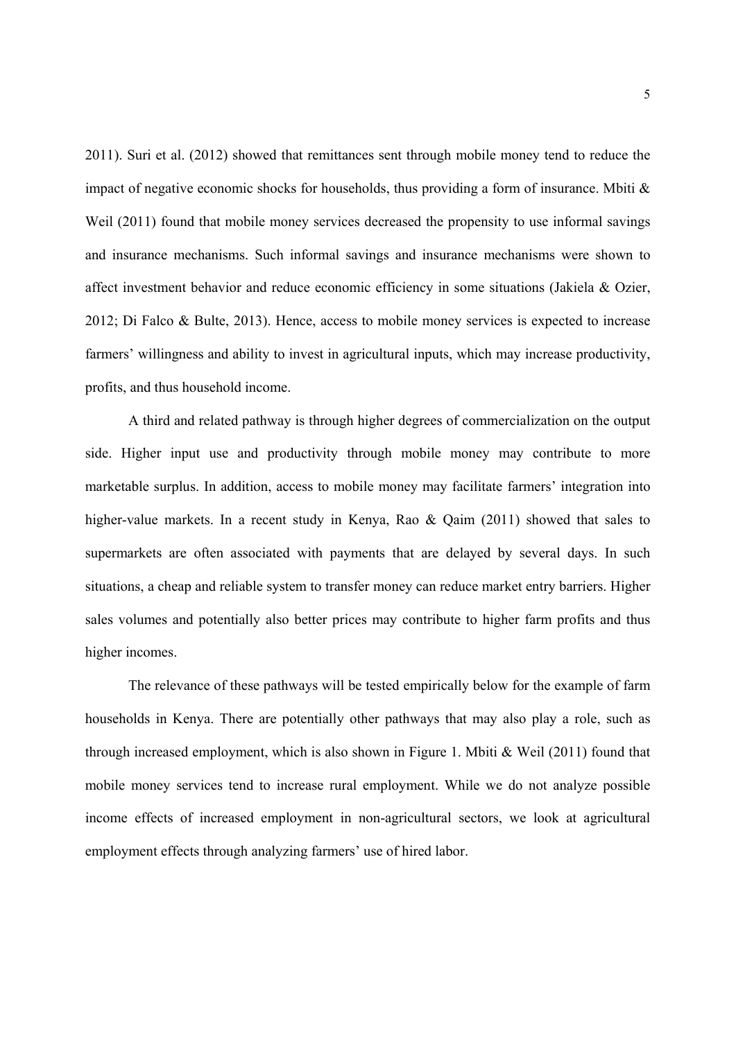2011). Suri et al. (2012) showed that remittances sent through mobile money tend to reduce the impact of negative economic shocks for households, thus providing a form of insurance. Mbiti & Weil (2011) found that mobile money services decreased the propensity to use informal savings and insurance mechanisms. Such informal savings and insurance mechanisms were shown to affect investment behavior and reduce economic efficiency in some situations (Jakiela & Ozier, 2012; Di Falco & Bulte, 2013). Hence, access to mobile money services is expected to increase farmers' willingness and ability to invest in agricultural inputs, which may increase productivity, profits, and thus household income.

A third and related pathway is through higher degrees of commercialization on the output side. Higher input use and productivity through mobile money may contribute to more marketable surplus. In addition, access to mobile money may facilitate farmers' integration into higher-value markets. In a recent study in Kenya, Rao & Qaim (2011) showed that sales to supermarkets are often associated with payments that are delayed by several days. In such situations, a cheap and reliable system to transfer money can reduce market entry barriers. Higher sales volumes and potentially also better prices may contribute to higher farm profits and thus higher incomes.

The relevance of these pathways will be tested empirically below for the example of farm households in Kenya. There are potentially other pathways that may also play a role, such as through increased employment, which is also shown in Figure 1. Mbiti & Weil (2011) found that mobile money services tend to increase rural employment. While we do not analyze possible income effects of increased employment in non-agricultural sectors, we look at agricultural employment effects through analyzing farmers' use of hired labor.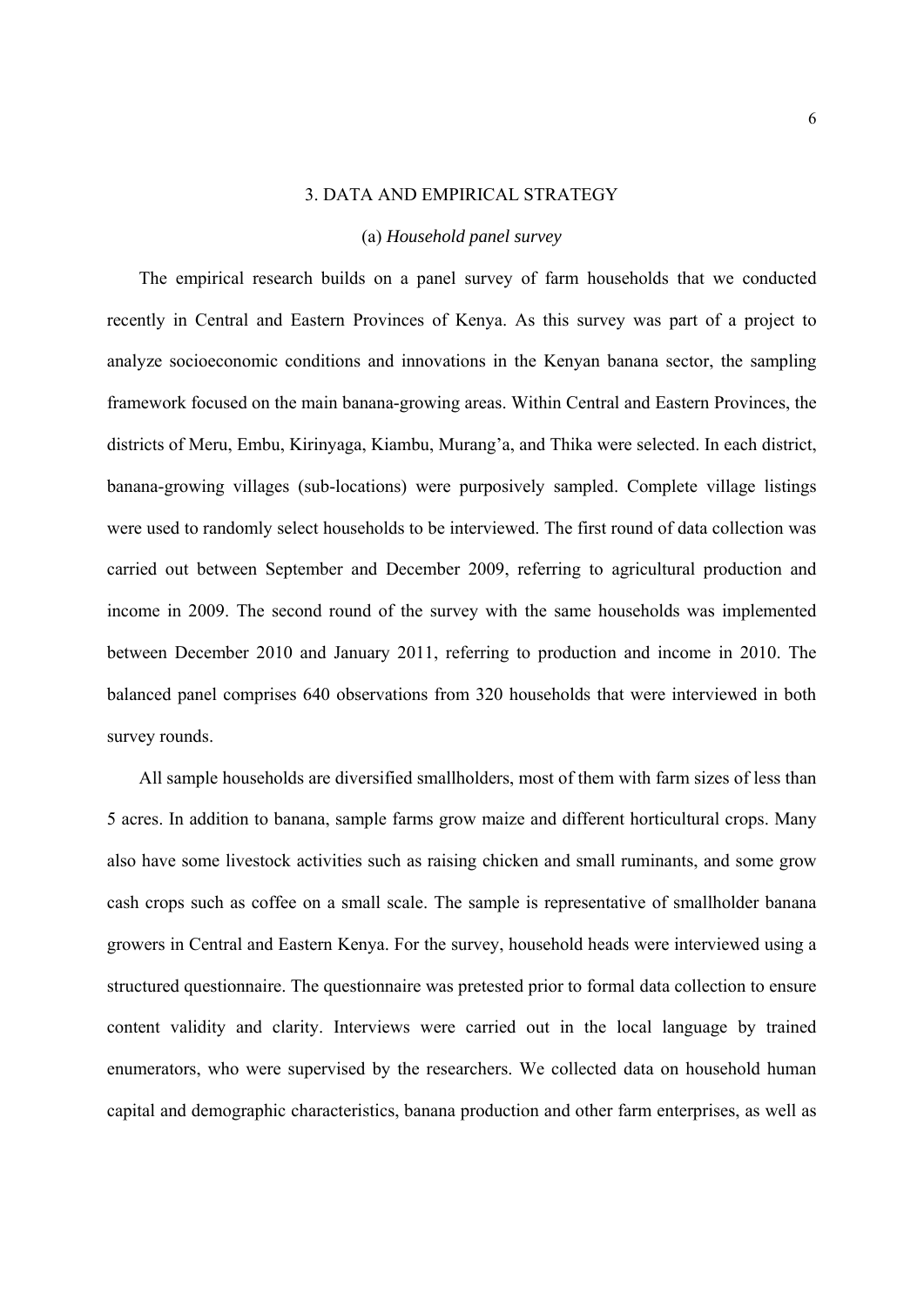## 3. DATA AND EMPIRICAL STRATEGY

### (a) *Household panel survey*

The empirical research builds on a panel survey of farm households that we conducted recently in Central and Eastern Provinces of Kenya. As this survey was part of a project to analyze socioeconomic conditions and innovations in the Kenyan banana sector, the sampling framework focused on the main banana-growing areas. Within Central and Eastern Provinces, the districts of Meru, Embu, Kirinyaga, Kiambu, Murang'a, and Thika were selected. In each district, banana-growing villages (sub-locations) were purposively sampled. Complete village listings were used to randomly select households to be interviewed. The first round of data collection was carried out between September and December 2009, referring to agricultural production and income in 2009. The second round of the survey with the same households was implemented between December 2010 and January 2011, referring to production and income in 2010. The balanced panel comprises 640 observations from 320 households that were interviewed in both survey rounds.

All sample households are diversified smallholders, most of them with farm sizes of less than 5 acres. In addition to banana, sample farms grow maize and different horticultural crops. Many also have some livestock activities such as raising chicken and small ruminants, and some grow cash crops such as coffee on a small scale. The sample is representative of smallholder banana growers in Central and Eastern Kenya. For the survey, household heads were interviewed using a structured questionnaire. The questionnaire was pretested prior to formal data collection to ensure content validity and clarity. Interviews were carried out in the local language by trained enumerators, who were supervised by the researchers. We collected data on household human capital and demographic characteristics, banana production and other farm enterprises, as well as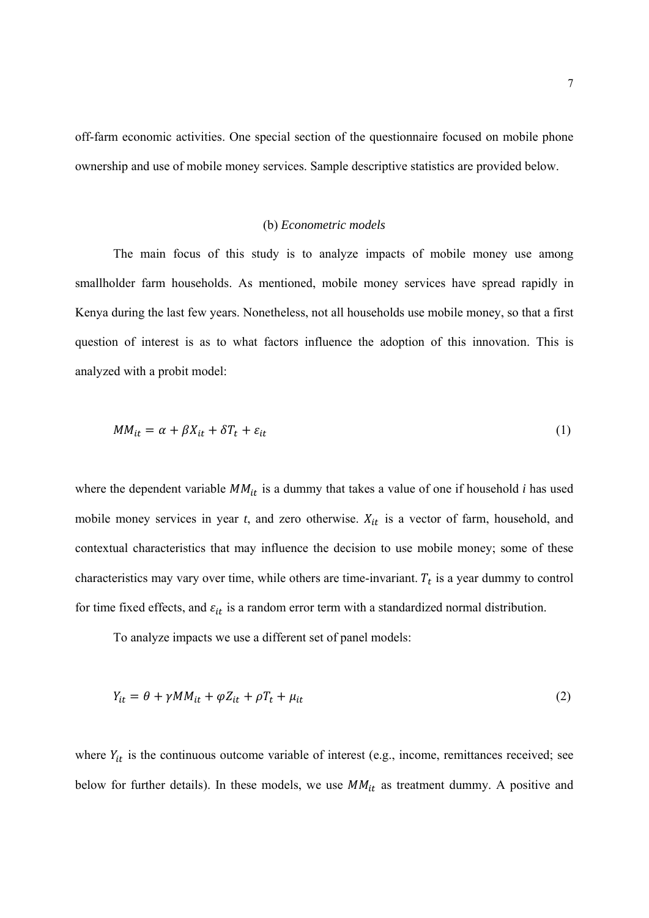off-farm economic activities. One special section of the questionnaire focused on mobile phone ownership and use of mobile money services. Sample descriptive statistics are provided below.

### (b) *Econometric models*

The main focus of this study is to analyze impacts of mobile money use among smallholder farm households. As mentioned, mobile money services have spread rapidly in Kenya during the last few years. Nonetheless, not all households use mobile money, so that a first question of interest is as to what factors influence the adoption of this innovation. This is analyzed with a probit model:

$$MM_{it} = \alpha + \beta X_{it} + \delta T_t + \varepsilon_{it} \tag{1}$$

where the dependent variable $MM_{it}$ is a dummy that takes a value of one if household *i* has used mobile money services in year *t*, and zero otherwise. $X_{it}$ is a vector of farm, household, and contextual characteristics that may influence the decision to use mobile money; some of these characteristics may vary over time, while others are time-invariant. $T_t$ is a year dummy to control for time fixed effects, and $\varepsilon_{it}$ is a random error term with a standardized normal distribution.

To analyze impacts we use a different set of panel models:

$$Y_{it} = \theta + \gamma MM_{it} + \varphi Z_{it} + \rho T_t + \mu_{it} \tag{2}$$

where $Y_{it}$ is the continuous outcome variable of interest (e.g., income, remittances received; see below for further details). In these models, we use $MM_{it}$ as treatment dummy. A positive and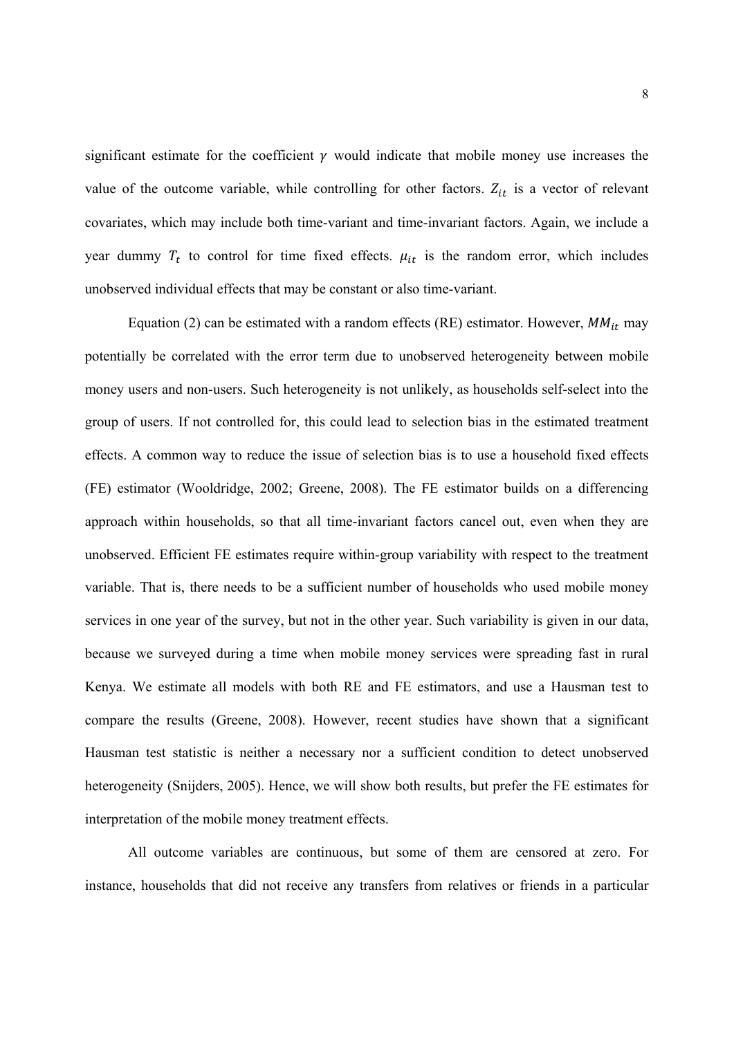significant estimate for the coefficient $\gamma$ would indicate that mobile money use increases the value of the outcome variable, while controlling for other factors. $Z_{it}$ is a vector of relevant covariates, which may include both time-variant and time-invariant factors. Again, we include a year dummy $T_t$ to control for time fixed effects. $\mu_{it}$ is the random error, which includes unobserved individual effects that may be constant or also time-variant.

Equation (2) can be estimated with a random effects (RE) estimator. However, $MM_{it}$ may potentially be correlated with the error term due to unobserved heterogeneity between mobile money users and non-users. Such heterogeneity is not unlikely, as households self-select into the group of users. If not controlled for, this could lead to selection bias in the estimated treatment effects. A common way to reduce the issue of selection bias is to use a household fixed effects (FE) estimator (Wooldridge, 2002; Greene, 2008). The FE estimator builds on a differencing approach within households, so that all time-invariant factors cancel out, even when they are unobserved. Efficient FE estimates require within-group variability with respect to the treatment variable. That is, there needs to be a sufficient number of households who used mobile money services in one year of the survey, but not in the other year. Such variability is given in our data, because we surveyed during a time when mobile money services were spreading fast in rural Kenya. We estimate all models with both RE and FE estimators, and use a Hausman test to compare the results (Greene, 2008). However, recent studies have shown that a significant Hausman test statistic is neither a necessary nor a sufficient condition to detect unobserved heterogeneity (Snijders, 2005). Hence, we will show both results, but prefer the FE estimates for interpretation of the mobile money treatment effects.

All outcome variables are continuous, but some of them are censored at zero. For instance, households that did not receive any transfers from relatives or friends in a particular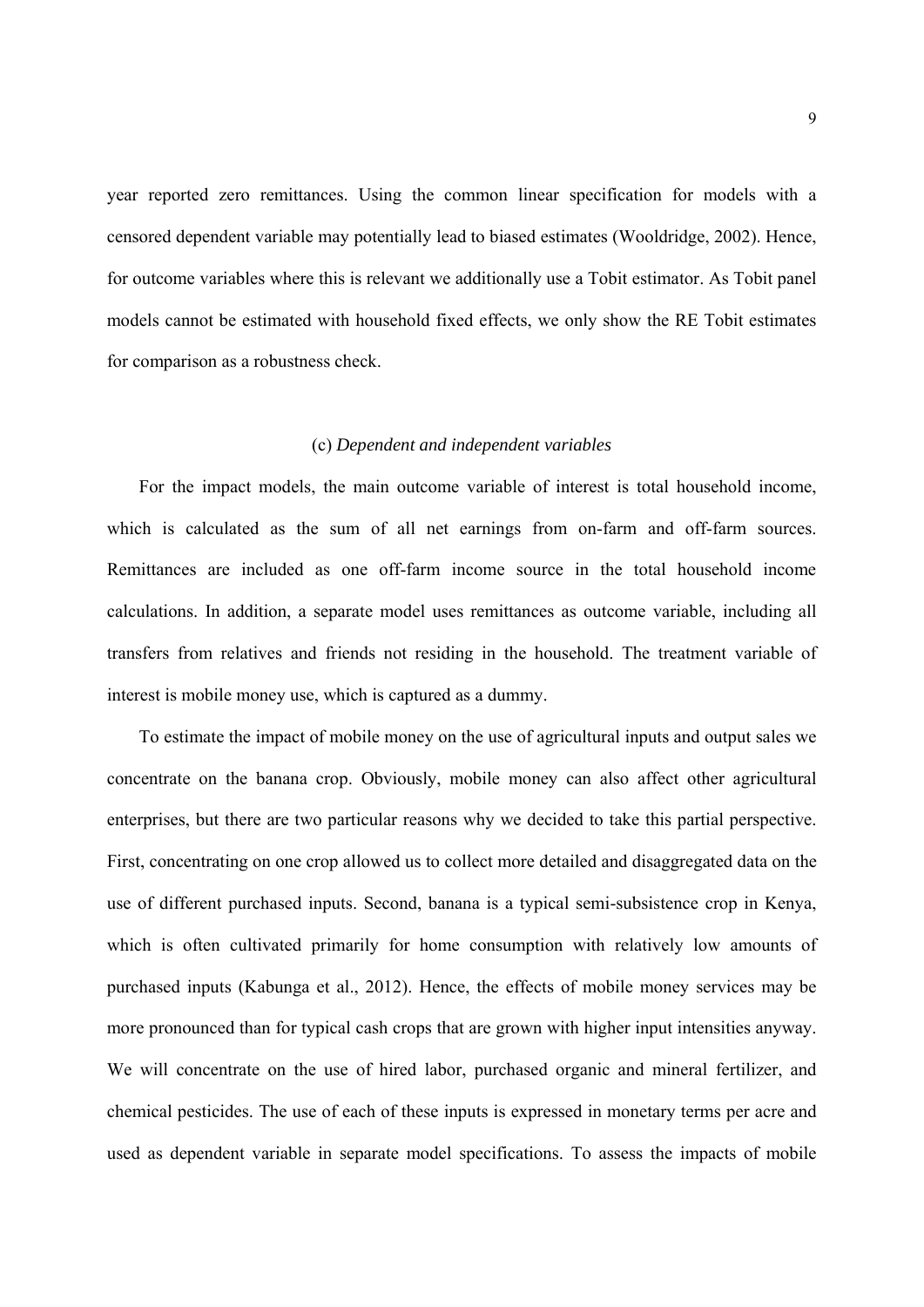year reported zero remittances. Using the common linear specification for models with a censored dependent variable may potentially lead to biased estimates (Wooldridge, 2002). Hence, for outcome variables where this is relevant we additionally use a Tobit estimator. As Tobit panel models cannot be estimated with household fixed effects, we only show the RE Tobit estimates for comparison as a robustness check.

### (c) *Dependent and independent variables*

For the impact models, the main outcome variable of interest is total household income, which is calculated as the sum of all net earnings from on-farm and off-farm sources. Remittances are included as one off-farm income source in the total household income calculations. In addition, a separate model uses remittances as outcome variable, including all transfers from relatives and friends not residing in the household. The treatment variable of interest is mobile money use, which is captured as a dummy.

To estimate the impact of mobile money on the use of agricultural inputs and output sales we concentrate on the banana crop. Obviously, mobile money can also affect other agricultural enterprises, but there are two particular reasons why we decided to take this partial perspective. First, concentrating on one crop allowed us to collect more detailed and disaggregated data on the use of different purchased inputs. Second, banana is a typical semi-subsistence crop in Kenya, which is often cultivated primarily for home consumption with relatively low amounts of purchased inputs (Kabunga et al., 2012). Hence, the effects of mobile money services may be more pronounced than for typical cash crops that are grown with higher input intensities anyway. We will concentrate on the use of hired labor, purchased organic and mineral fertilizer, and chemical pesticides. The use of each of these inputs is expressed in monetary terms per acre and used as dependent variable in separate model specifications. To assess the impacts of mobile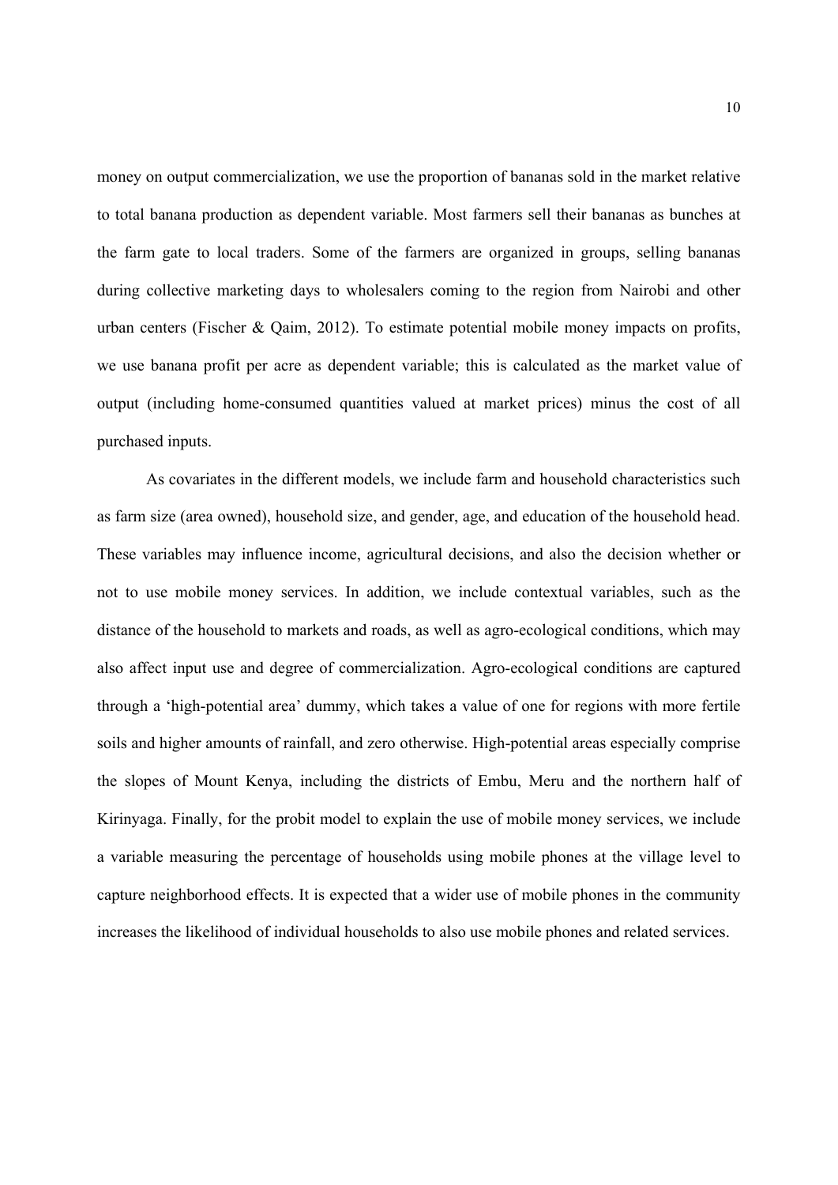money on output commercialization, we use the proportion of bananas sold in the market relative to total banana production as dependent variable. Most farmers sell their bananas as bunches at the farm gate to local traders. Some of the farmers are organized in groups, selling bananas during collective marketing days to wholesalers coming to the region from Nairobi and other urban centers (Fischer & Qaim, 2012). To estimate potential mobile money impacts on profits, we use banana profit per acre as dependent variable; this is calculated as the market value of output (including home-consumed quantities valued at market prices) minus the cost of all purchased inputs.

As covariates in the different models, we include farm and household characteristics such as farm size (area owned), household size, and gender, age, and education of the household head. These variables may influence income, agricultural decisions, and also the decision whether or not to use mobile money services. In addition, we include contextual variables, such as the distance of the household to markets and roads, as well as agro-ecological conditions, which may also affect input use and degree of commercialization. Agro-ecological conditions are captured through a 'high-potential area' dummy, which takes a value of one for regions with more fertile soils and higher amounts of rainfall, and zero otherwise. High-potential areas especially comprise the slopes of Mount Kenya, including the districts of Embu, Meru and the northern half of Kirinyaga. Finally, for the probit model to explain the use of mobile money services, we include a variable measuring the percentage of households using mobile phones at the village level to capture neighborhood effects. It is expected that a wider use of mobile phones in the community increases the likelihood of individual households to also use mobile phones and related services.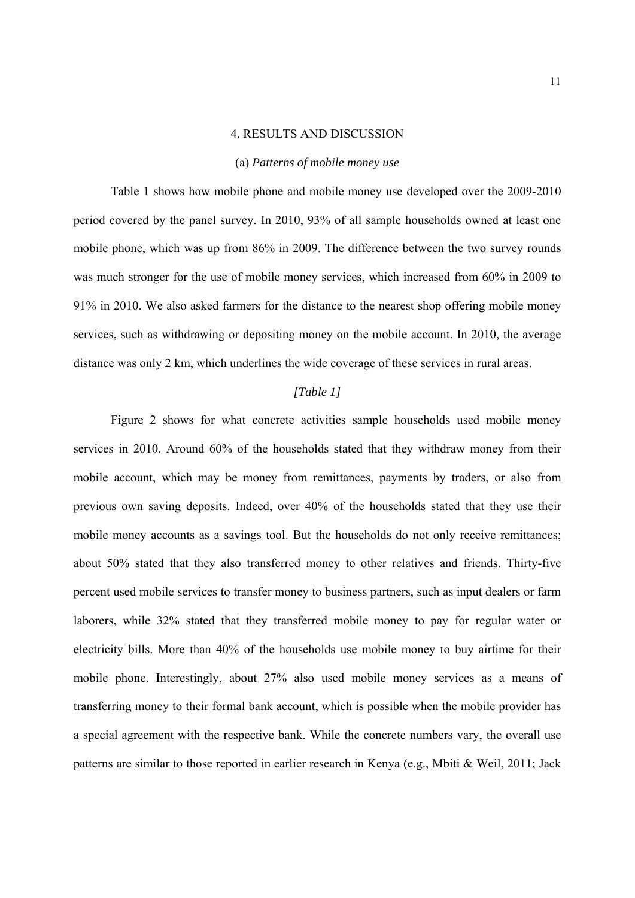## 4. RESULTS AND DISCUSSION

### (a) *Patterns of mobile money use*

Table 1 shows how mobile phone and mobile money use developed over the 2009-2010 period covered by the panel survey. In 2010, 93% of all sample households owned at least one mobile phone, which was up from 86% in 2009. The difference between the two survey rounds was much stronger for the use of mobile money services, which increased from 60% in 2009 to 91% in 2010. We also asked farmers for the distance to the nearest shop offering mobile money services, such as withdrawing or depositing money on the mobile account. In 2010, the average distance was only 2 km, which underlines the wide coverage of these services in rural areas.

*[Table 1]*

Figure 2 shows for what concrete activities sample households used mobile money services in 2010. Around 60% of the households stated that they withdraw money from their mobile account, which may be money from remittances, payments by traders, or also from previous own saving deposits. Indeed, over 40% of the households stated that they use their mobile money accounts as a savings tool. But the households do not only receive remittances; about 50% stated that they also transferred money to other relatives and friends. Thirty-five percent used mobile services to transfer money to business partners, such as input dealers or farm laborers, while 32% stated that they transferred mobile money to pay for regular water or electricity bills. More than 40% of the households use mobile money to buy airtime for their mobile phone. Interestingly, about 27% also used mobile money services as a means of transferring money to their formal bank account, which is possible when the mobile provider has a special agreement with the respective bank. While the concrete numbers vary, the overall use patterns are similar to those reported in earlier research in Kenya (e.g., Mbiti & Weil, 2011; Jack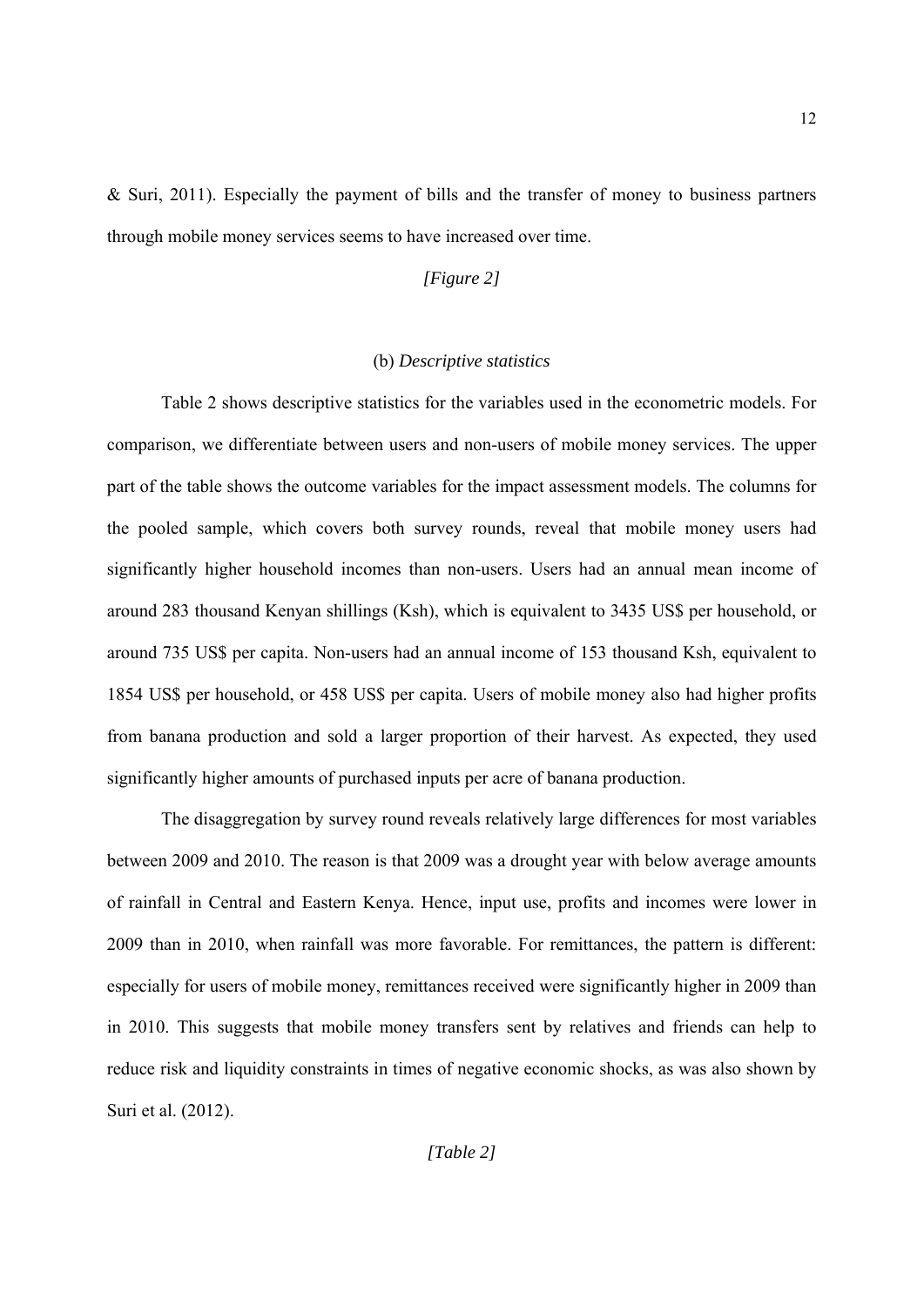& Suri, 2011). Especially the payment of bills and the transfer of money to business partners through mobile money services seems to have increased over time.

*[Figure 2]*

### (b) *Descriptive statistics*

Table 2 shows descriptive statistics for the variables used in the econometric models. For comparison, we differentiate between users and non-users of mobile money services. The upper part of the table shows the outcome variables for the impact assessment models. The columns for the pooled sample, which covers both survey rounds, reveal that mobile money users had significantly higher household incomes than non-users. Users had an annual mean income of around 283 thousand Kenyan shillings (Ksh), which is equivalent to 3435 US$ per household, or around 735 US$ per capita. Non-users had an annual income of 153 thousand Ksh, equivalent to 1854 US$ per household, or 458 US$ per capita. Users of mobile money also had higher profits from banana production and sold a larger proportion of their harvest. As expected, they used significantly higher amounts of purchased inputs per acre of banana production.

The disaggregation by survey round reveals relatively large differences for most variables between 2009 and 2010. The reason is that 2009 was a drought year with below average amounts of rainfall in Central and Eastern Kenya. Hence, input use, profits and incomes were lower in 2009 than in 2010, when rainfall was more favorable. For remittances, the pattern is different: especially for users of mobile money, remittances received were significantly higher in 2009 than in 2010. This suggests that mobile money transfers sent by relatives and friends can help to reduce risk and liquidity constraints in times of negative economic shocks, as was also shown by Suri et al. (2012).

*[Table 2]*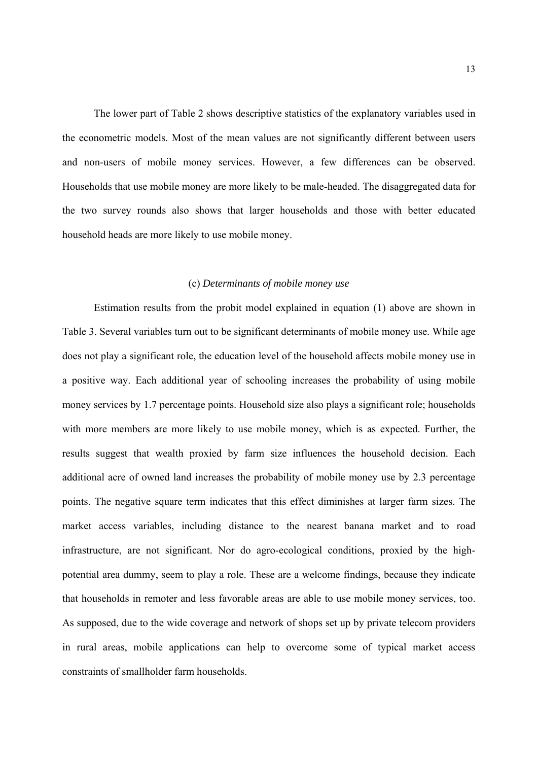The lower part of Table 2 shows descriptive statistics of the explanatory variables used in the econometric models. Most of the mean values are not significantly different between users and non-users of mobile money services. However, a few differences can be observed. Households that use mobile money are more likely to be male-headed. The disaggregated data for the two survey rounds also shows that larger households and those with better educated household heads are more likely to use mobile money.

### (c) *Determinants of mobile money use*

Estimation results from the probit model explained in equation (1) above are shown in Table 3. Several variables turn out to be significant determinants of mobile money use. While age does not play a significant role, the education level of the household affects mobile money use in a positive way. Each additional year of schooling increases the probability of using mobile money services by 1.7 percentage points. Household size also plays a significant role; households with more members are more likely to use mobile money, which is as expected. Further, the results suggest that wealth proxied by farm size influences the household decision. Each additional acre of owned land increases the probability of mobile money use by 2.3 percentage points. The negative square term indicates that this effect diminishes at larger farm sizes. The market access variables, including distance to the nearest banana market and to road infrastructure, are not significant. Nor do agro-ecological conditions, proxied by the high-potential area dummy, seem to play a role. These are a welcome findings, because they indicate that households in remoter and less favorable areas are able to use mobile money services, too. As supposed, due to the wide coverage and network of shops set up by private telecom providers in rural areas, mobile applications can help to overcome some of typical market access constraints of smallholder farm households.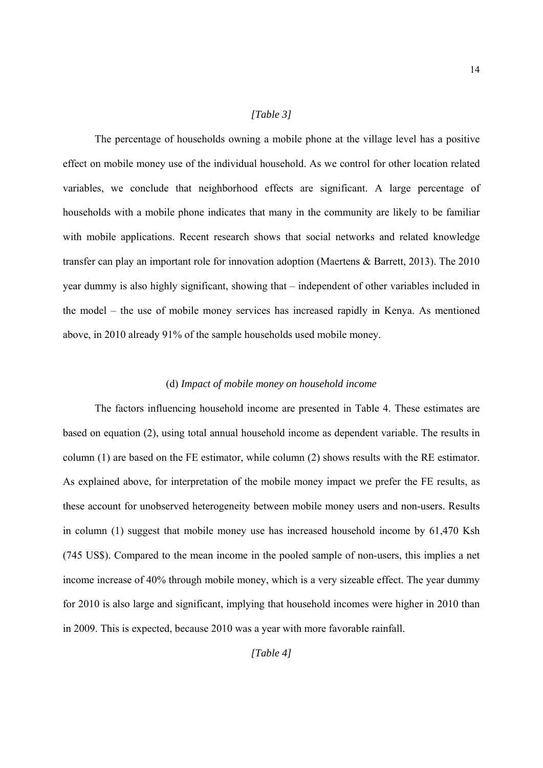*[Table 3]*

The percentage of households owning a mobile phone at the village level has a positive effect on mobile money use of the individual household. As we control for other location related variables, we conclude that neighborhood effects are significant. A large percentage of households with a mobile phone indicates that many in the community are likely to be familiar with mobile applications. Recent research shows that social networks and related knowledge transfer can play an important role for innovation adoption (Maertens & Barrett, 2013). The 2010 year dummy is also highly significant, showing that – independent of other variables included in the model – the use of mobile money services has increased rapidly in Kenya. As mentioned above, in 2010 already 91% of the sample households used mobile money.

### (d) *Impact of mobile money on household income*

The factors influencing household income are presented in Table 4. These estimates are based on equation (2), using total annual household income as dependent variable. The results in column (1) are based on the FE estimator, while column (2) shows results with the RE estimator. As explained above, for interpretation of the mobile money impact we prefer the FE results, as these account for unobserved heterogeneity between mobile money users and non-users. Results in column (1) suggest that mobile money use has increased household income by 61,470 Ksh (745 US$). Compared to the mean income in the pooled sample of non-users, this implies a net income increase of 40% through mobile money, which is a very sizeable effect. The year dummy for 2010 is also large and significant, implying that household incomes were higher in 2010 than in 2009. This is expected, because 2010 was a year with more favorable rainfall.

*[Table 4]*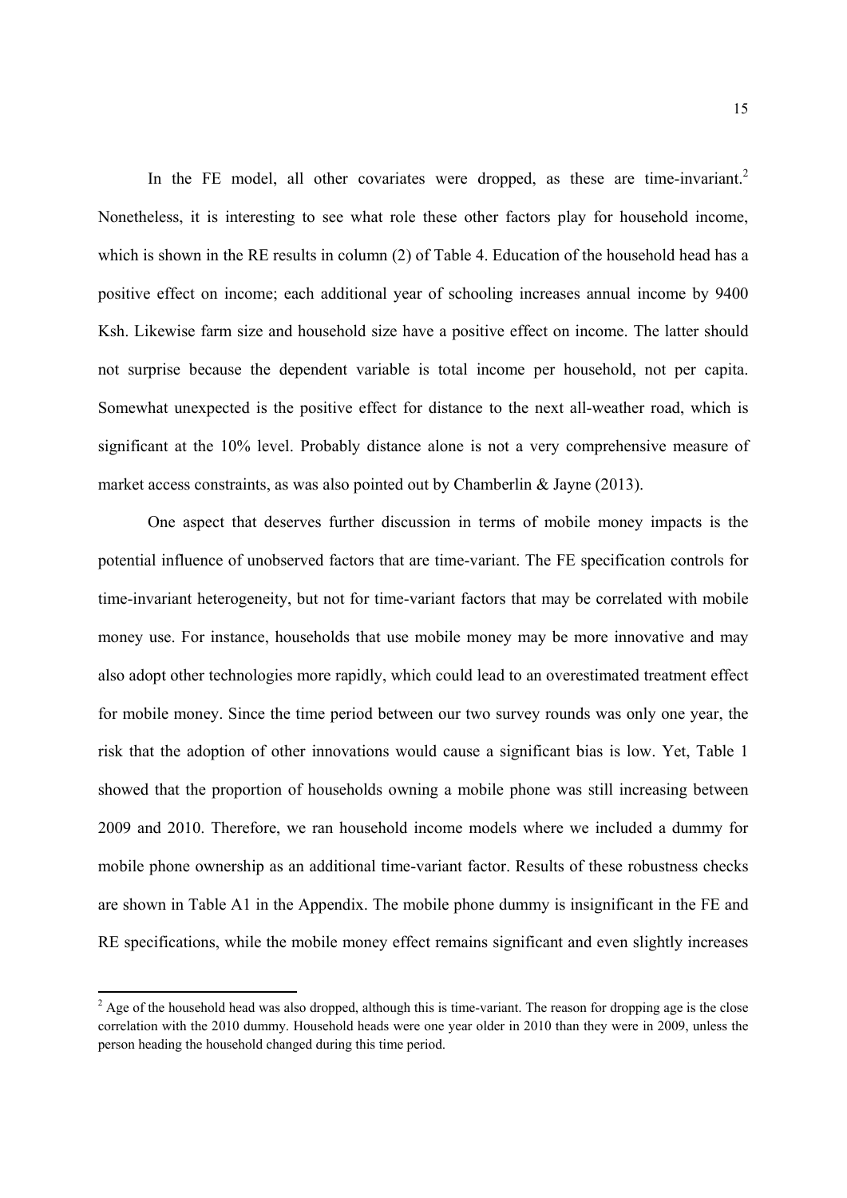In the FE model, all other covariates were dropped, as these are time-invariant.[2] Nonetheless, it is interesting to see what role these other factors play for household income, which is shown in the RE results in column (2) of Table 4. Education of the household head has a positive effect on income; each additional year of schooling increases annual income by 9400 Ksh. Likewise farm size and household size have a positive effect on income. The latter should not surprise because the dependent variable is total income per household, not per capita. Somewhat unexpected is the positive effect for distance to the next all-weather road, which is significant at the 10% level. Probably distance alone is not a very comprehensive measure of market access constraints, as was also pointed out by Chamberlin & Jayne (2013).

One aspect that deserves further discussion in terms of mobile money impacts is the potential influence of unobserved factors that are time-variant. The FE specification controls for time-invariant heterogeneity, but not for time-variant factors that may be correlated with mobile money use. For instance, households that use mobile money may be more innovative and may also adopt other technologies more rapidly, which could lead to an overestimated treatment effect for mobile money. Since the time period between our two survey rounds was only one year, the risk that the adoption of other innovations would cause a significant bias is low. Yet, Table 1 showed that the proportion of households owning a mobile phone was still increasing between 2009 and 2010. Therefore, we ran household income models where we included a dummy for mobile phone ownership as an additional time-variant factor. Results of these robustness checks are shown in Table A1 in the Appendix. The mobile phone dummy is insignificant in the FE and RE specifications, while the mobile money effect remains significant and even slightly increases

[2] Age of the household head was also dropped, although this is time-variant. The reason for dropping age is the close correlation with the 2010 dummy. Household heads were one year older in 2010 than they were in 2009, unless the person heading the household changed during this time period.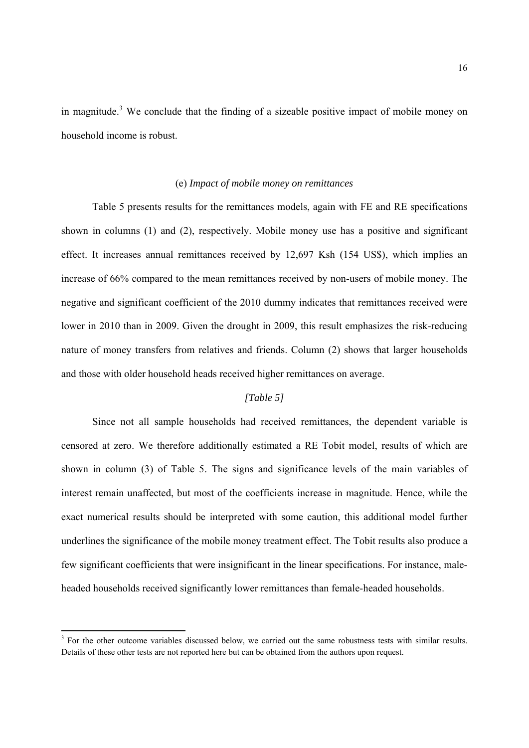in magnitude.[3] We conclude that the finding of a sizeable positive impact of mobile money on household income is robust.

### (e) *Impact of mobile money on remittances*

Table 5 presents results for the remittances models, again with FE and RE specifications shown in columns (1) and (2), respectively. Mobile money use has a positive and significant effect. It increases annual remittances received by 12,697 Ksh (154 US$), which implies an increase of 66% compared to the mean remittances received by non-users of mobile money. The negative and significant coefficient of the 2010 dummy indicates that remittances received were lower in 2010 than in 2009. Given the drought in 2009, this result emphasizes the risk-reducing nature of money transfers from relatives and friends. Column (2) shows that larger households and those with older household heads received higher remittances on average.

*[Table 5]*

Since not all sample households had received remittances, the dependent variable is censored at zero. We therefore additionally estimated a RE Tobit model, results of which are shown in column (3) of Table 5. The signs and significance levels of the main variables of interest remain unaffected, but most of the coefficients increase in magnitude. Hence, while the exact numerical results should be interpreted with some caution, this additional model further underlines the significance of the mobile money treatment effect. The Tobit results also produce a few significant coefficients that were insignificant in the linear specifications. For instance, male-headed households received significantly lower remittances than female-headed households.

---

[3] For the other outcome variables discussed below, we carried out the same robustness tests with similar results. Details of these other tests are not reported here but can be obtained from the authors upon request.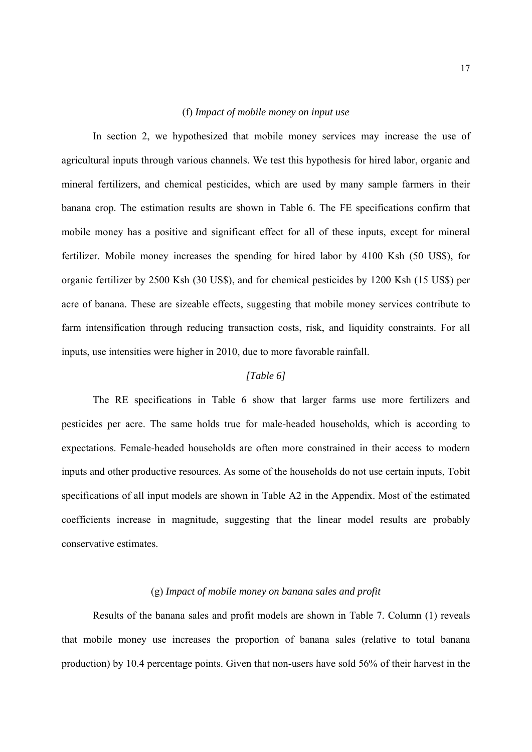### (f) *Impact of mobile money on input use*

In section 2, we hypothesized that mobile money services may increase the use of agricultural inputs through various channels. We test this hypothesis for hired labor, organic and mineral fertilizers, and chemical pesticides, which are used by many sample farmers in their banana crop. The estimation results are shown in Table 6. The FE specifications confirm that mobile money has a positive and significant effect for all of these inputs, except for mineral fertilizer. Mobile money increases the spending for hired labor by 4100 Ksh (50 US$), for organic fertilizer by 2500 Ksh (30 US$), and for chemical pesticides by 1200 Ksh (15 US$) per acre of banana. These are sizeable effects, suggesting that mobile money services contribute to farm intensification through reducing transaction costs, risk, and liquidity constraints. For all inputs, use intensities were higher in 2010, due to more favorable rainfall.

*[Table 6]*

The RE specifications in Table 6 show that larger farms use more fertilizers and pesticides per acre. The same holds true for male-headed households, which is according to expectations. Female-headed households are often more constrained in their access to modern inputs and other productive resources. As some of the households do not use certain inputs, Tobit specifications of all input models are shown in Table A2 in the Appendix. Most of the estimated coefficients increase in magnitude, suggesting that the linear model results are probably conservative estimates.

### (g) *Impact of mobile money on banana sales and profit*

Results of the banana sales and profit models are shown in Table 7. Column (1) reveals that mobile money use increases the proportion of banana sales (relative to total banana production) by 10.4 percentage points. Given that non-users have sold 56% of their harvest in the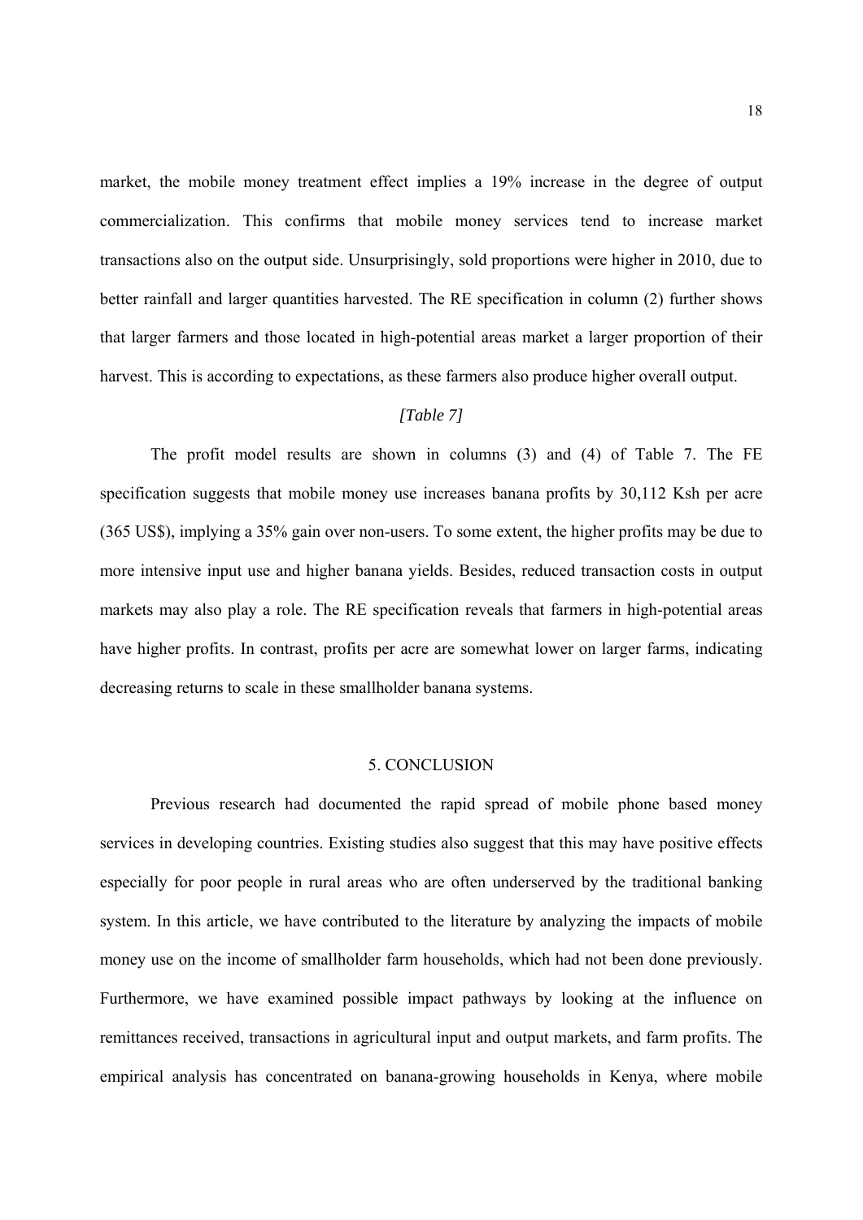market, the mobile money treatment effect implies a 19% increase in the degree of output commercialization. This confirms that mobile money services tend to increase market transactions also on the output side. Unsurprisingly, sold proportions were higher in 2010, due to better rainfall and larger quantities harvested. The RE specification in column (2) further shows that larger farmers and those located in high-potential areas market a larger proportion of their harvest. This is according to expectations, as these farmers also produce higher overall output.

*[Table 7]*

The profit model results are shown in columns (3) and (4) of Table 7. The FE specification suggests that mobile money use increases banana profits by 30,112 Ksh per acre (365 US$), implying a 35% gain over non-users. To some extent, the higher profits may be due to more intensive input use and higher banana yields. Besides, reduced transaction costs in output markets may also play a role. The RE specification reveals that farmers in high-potential areas have higher profits. In contrast, profits per acre are somewhat lower on larger farms, indicating decreasing returns to scale in these smallholder banana systems.

## 5. CONCLUSION

Previous research had documented the rapid spread of mobile phone based money services in developing countries. Existing studies also suggest that this may have positive effects especially for poor people in rural areas who are often underserved by the traditional banking system. In this article, we have contributed to the literature by analyzing the impacts of mobile money use on the income of smallholder farm households, which had not been done previously. Furthermore, we have examined possible impact pathways by looking at the influence on remittances received, transactions in agricultural input and output markets, and farm profits. The empirical analysis has concentrated on banana-growing households in Kenya, where mobile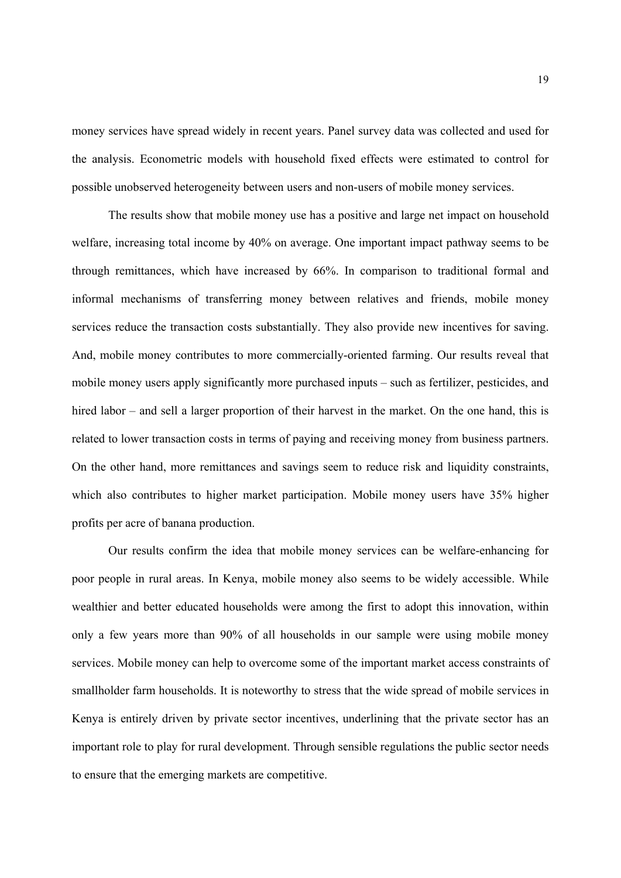money services have spread widely in recent years. Panel survey data was collected and used for the analysis. Econometric models with household fixed effects were estimated to control for possible unobserved heterogeneity between users and non-users of mobile money services.

The results show that mobile money use has a positive and large net impact on household welfare, increasing total income by 40% on average. One important impact pathway seems to be through remittances, which have increased by 66%. In comparison to traditional formal and informal mechanisms of transferring money between relatives and friends, mobile money services reduce the transaction costs substantially. They also provide new incentives for saving. And, mobile money contributes to more commercially-oriented farming. Our results reveal that mobile money users apply significantly more purchased inputs – such as fertilizer, pesticides, and hired labor – and sell a larger proportion of their harvest in the market. On the one hand, this is related to lower transaction costs in terms of paying and receiving money from business partners. On the other hand, more remittances and savings seem to reduce risk and liquidity constraints, which also contributes to higher market participation. Mobile money users have 35% higher profits per acre of banana production.

Our results confirm the idea that mobile money services can be welfare-enhancing for poor people in rural areas. In Kenya, mobile money also seems to be widely accessible. While wealthier and better educated households were among the first to adopt this innovation, within only a few years more than 90% of all households in our sample were using mobile money services. Mobile money can help to overcome some of the important market access constraints of smallholder farm households. It is noteworthy to stress that the wide spread of mobile services in Kenya is entirely driven by private sector incentives, underlining that the private sector has an important role to play for rural development. Through sensible regulations the public sector needs to ensure that the emerging markets are competitive.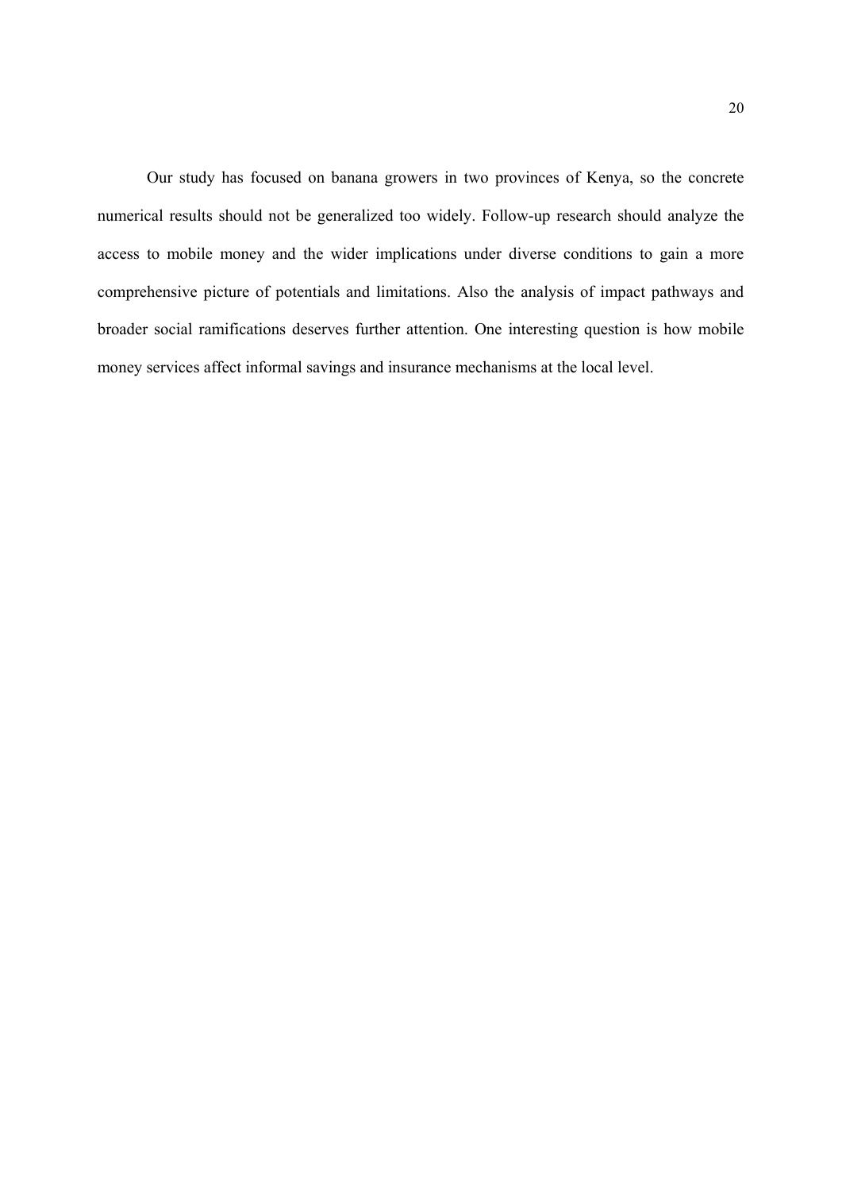Our study has focused on banana growers in two provinces of Kenya, so the concrete numerical results should not be generalized too widely. Follow-up research should analyze the access to mobile money and the wider implications under diverse conditions to gain a more comprehensive picture of potentials and limitations. Also the analysis of impact pathways and broader social ramifications deserves further attention. One interesting question is how mobile money services affect informal savings and insurance mechanisms at the local level.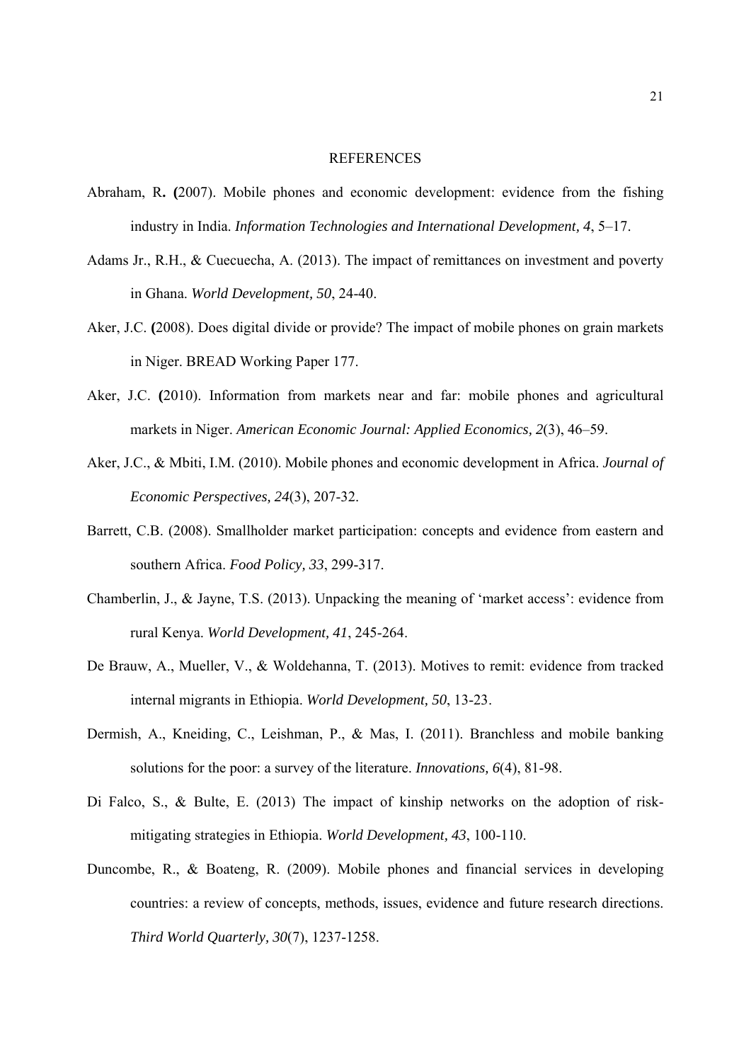# REFERENCES

Abraham, R. (2007). Mobile phones and economic development: evidence from the fishing industry in India. *Information Technologies and International Development, 4*, 5–17.

Adams Jr., R.H., & Cuecuecha, A. (2013). The impact of remittances on investment and poverty in Ghana. *World Development, 50*, 24-40.

Aker, J.C. (2008). Does digital divide or provide? The impact of mobile phones on grain markets in Niger. BREAD Working Paper 177.

Aker, J.C. (2010). Information from markets near and far: mobile phones and agricultural markets in Niger. *American Economic Journal: Applied Economics, 2*(3), 46–59.

Aker, J.C., & Mbiti, I.M. (2010). Mobile phones and economic development in Africa. *Journal of Economic Perspectives, 24*(3), 207-32.

Barrett, C.B. (2008). Smallholder market participation: concepts and evidence from eastern and southern Africa. *Food Policy, 33*, 299-317.

Chamberlin, J., & Jayne, T.S. (2013). Unpacking the meaning of 'market access': evidence from rural Kenya. *World Development, 41*, 245-264.

De Brauw, A., Mueller, V., & Woldehanna, T. (2013). Motives to remit: evidence from tracked internal migrants in Ethiopia. *World Development, 50*, 13-23.

Dermish, A., Kneiding, C., Leishman, P., & Mas, I. (2011). Branchless and mobile banking solutions for the poor: a survey of the literature. *Innovations, 6*(4), 81-98.

Di Falco, S., & Bulte, E. (2013) The impact of kinship networks on the adoption of risk-mitigating strategies in Ethiopia. *World Development, 43*, 100-110.

Duncombe, R., & Boateng, R. (2009). Mobile phones and financial services in developing countries: a review of concepts, methods, issues, evidence and future research directions. *Third World Quarterly, 30*(7), 1237-1258.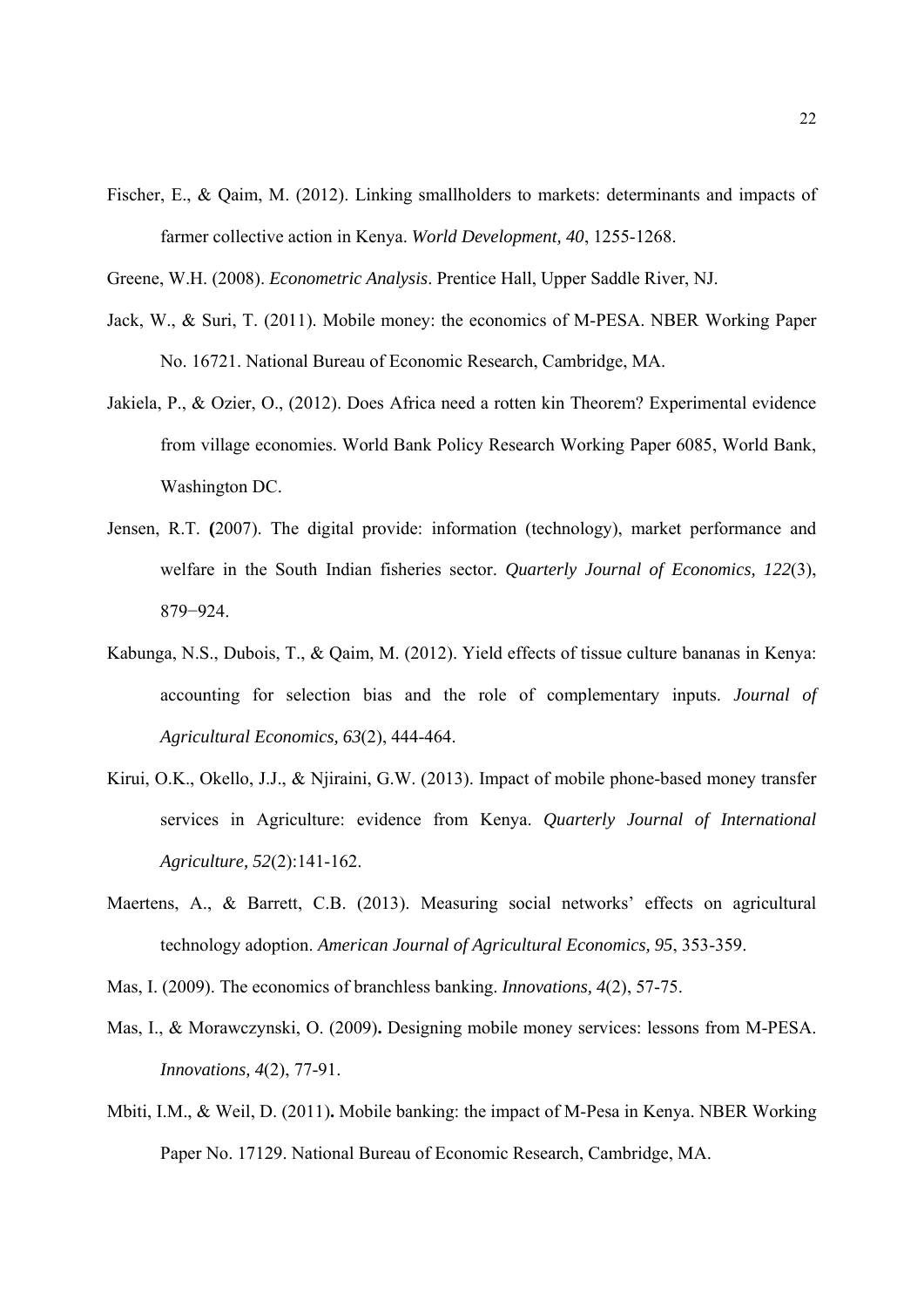Fischer, E., & Qaim, M. (2012). Linking smallholders to markets: determinants and impacts of farmer collective action in Kenya. *World Development, 40*, 1255-1268.

Greene, W.H. (2008). *Econometric Analysis*. Prentice Hall, Upper Saddle River, NJ.

Jack, W., & Suri, T. (2011). Mobile money: the economics of M-PESA. NBER Working Paper No. 16721. National Bureau of Economic Research, Cambridge, MA.

Jakiela, P., & Ozier, O., (2012). Does Africa need a rotten kin Theorem? Experimental evidence from village economies. World Bank Policy Research Working Paper 6085, World Bank, Washington DC.

Jensen, R.T. **(**2007). The digital provide: information (technology), market performance and welfare in the South Indian fisheries sector. *Quarterly Journal of Economics, 122*(3), 879−924.

Kabunga, N.S., Dubois, T., & Qaim, M. (2012). Yield effects of tissue culture bananas in Kenya: accounting for selection bias and the role of complementary inputs. *Journal of Agricultural Economics, 63*(2), 444-464.

Kirui, O.K., Okello, J.J., & Njiraini, G.W. (2013). Impact of mobile phone-based money transfer services in Agriculture: evidence from Kenya. *Quarterly Journal of International Agriculture, 52*(2):141-162.

Maertens, A., & Barrett, C.B. (2013). Measuring social networks' effects on agricultural technology adoption. *American Journal of Agricultural Economics, 95*, 353-359.

Mas, I. (2009). The economics of branchless banking. *Innovations, 4*(2), 57-75.

Mas, I., & Morawczynski, O. (2009)**.** Designing mobile money services: lessons from M-PESA. *Innovations, 4*(2), 77-91.

Mbiti, I.M., & Weil, D. (2011)**.** Mobile banking: the impact of M-Pesa in Kenya. NBER Working Paper No. 17129. National Bureau of Economic Research, Cambridge, MA.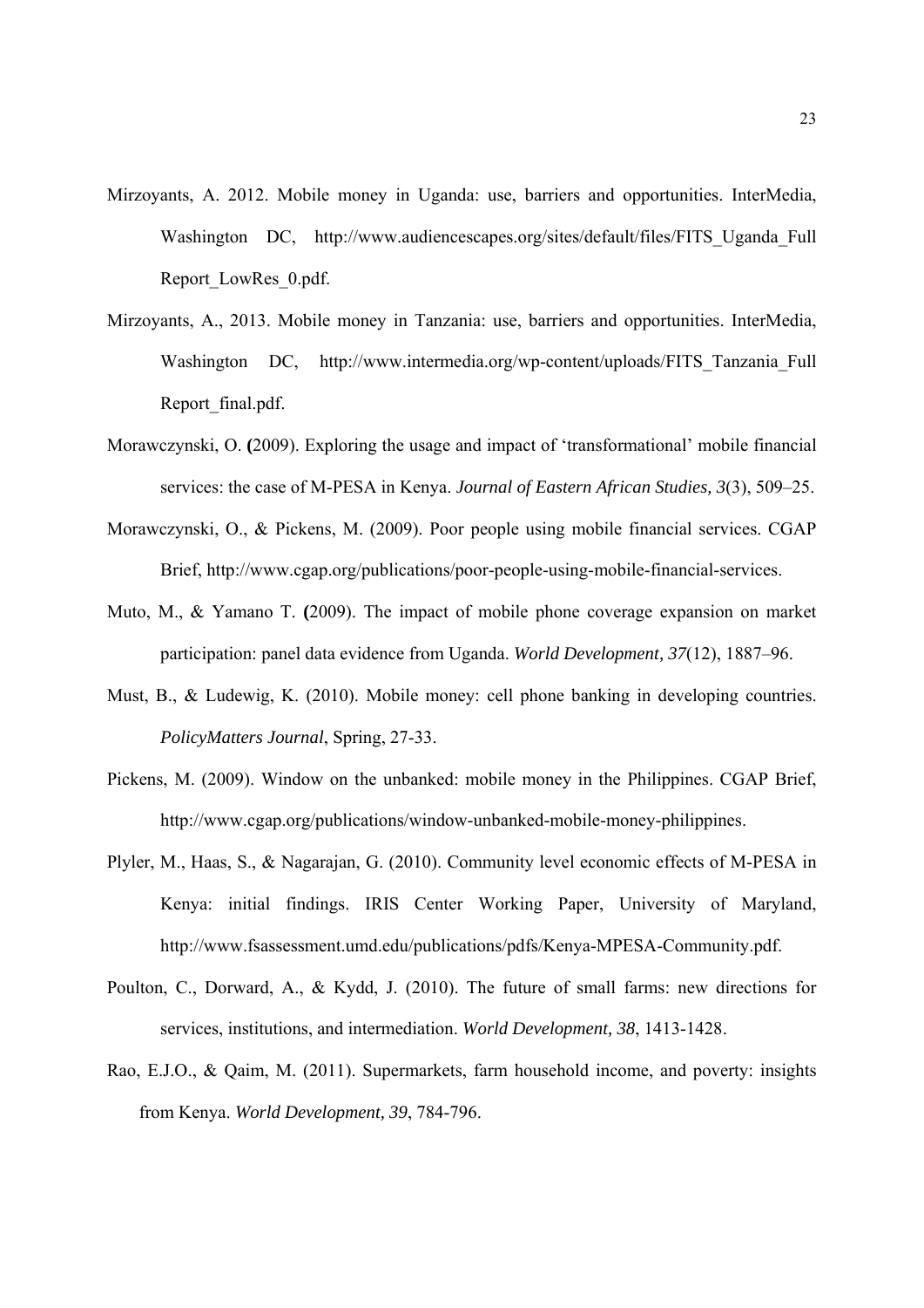Mirzoyants, A. 2012. Mobile money in Uganda: use, barriers and opportunities. InterMedia, Washington DC, http://www.audiencescapes.org/sites/default/files/FITS_Uganda_Full Report_LowRes_0.pdf.

Mirzoyants, A., 2013. Mobile money in Tanzania: use, barriers and opportunities. InterMedia, Washington DC, http://www.intermedia.org/wp-content/uploads/FITS_Tanzania_Full Report_final.pdf.

Morawczynski, O. **(**2009). Exploring the usage and impact of 'transformational' mobile financial services: the case of M-PESA in Kenya. *Journal of Eastern African Studies, 3*(3), 509–25.

Morawczynski, O., & Pickens, M. (2009). Poor people using mobile financial services. CGAP Brief, http://www.cgap.org/publications/poor-people-using-mobile-financial-services.

Muto, M., & Yamano T. **(**2009). The impact of mobile phone coverage expansion on market participation: panel data evidence from Uganda. *World Development, 37*(12), 1887–96.

Must, B., & Ludewig, K. (2010). Mobile money: cell phone banking in developing countries. *PolicyMatters Journal*, Spring, 27-33.

Pickens, M. (2009). Window on the unbanked: mobile money in the Philippines. CGAP Brief, http://www.cgap.org/publications/window-unbanked-mobile-money-philippines.

Plyler, M., Haas, S., & Nagarajan, G. (2010). Community level economic effects of M-PESA in Kenya: initial findings. IRIS Center Working Paper, University of Maryland, http://www.fsassessment.umd.edu/publications/pdfs/Kenya-MPESA-Community.pdf.

Poulton, C., Dorward, A., & Kydd, J. (2010). The future of small farms: new directions for services, institutions, and intermediation. *World Development, 38*, 1413-1428.

Rao, E.J.O., & Qaim, M. (2011). Supermarkets, farm household income, and poverty: insights from Kenya. *World Development, 39*, 784-796.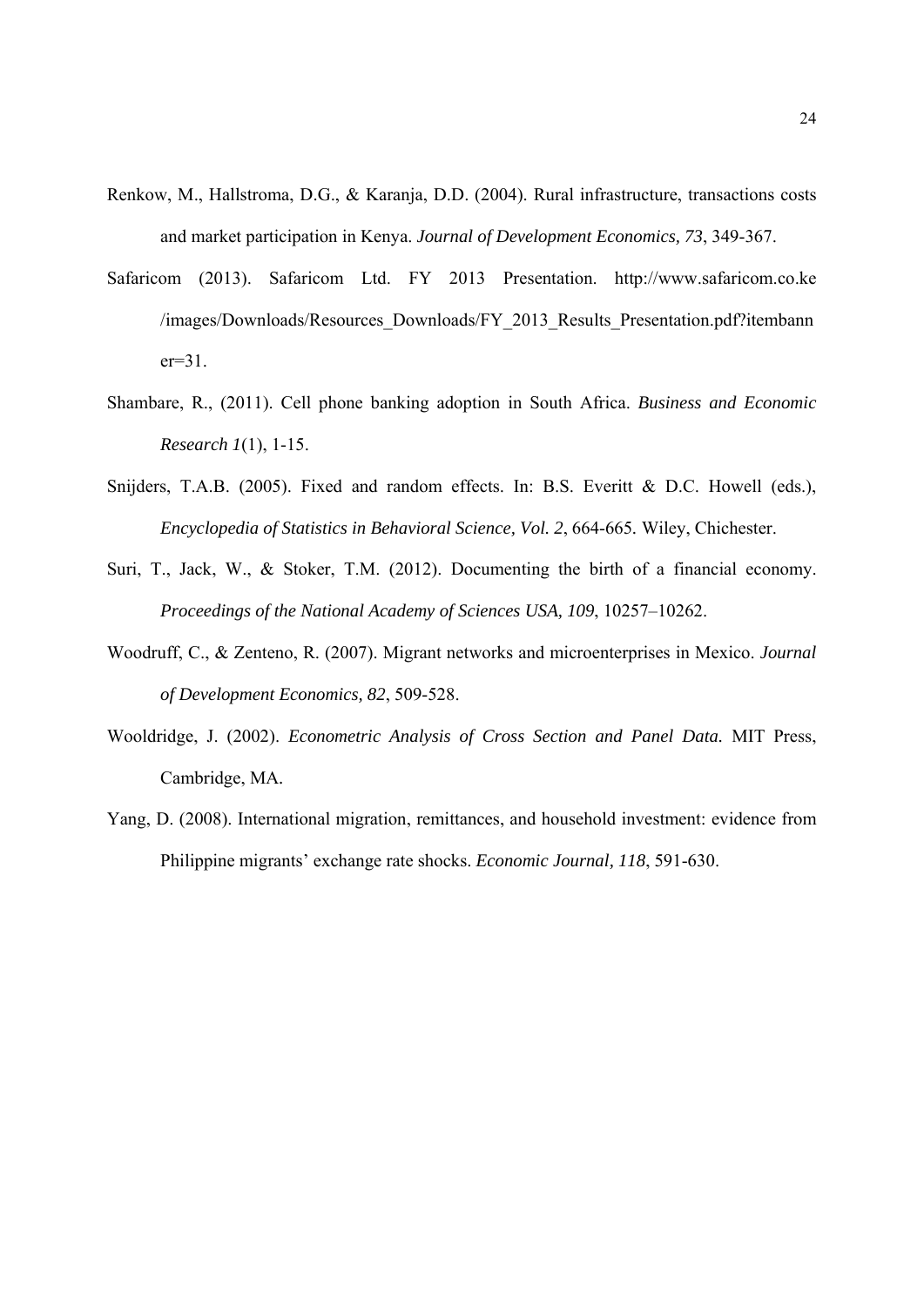Renkow, M., Hallstroma, D.G., & Karanja, D.D. (2004). Rural infrastructure, transactions costs and market participation in Kenya. *Journal of Development Economics, 73*, 349-367.

Safaricom (2013). Safaricom Ltd. FY 2013 Presentation. http://www.safaricom.co.ke /images/Downloads/Resources_Downloads/FY_2013_Results_Presentation.pdf?itembanner=31.

Shambare, R., (2011). Cell phone banking adoption in South Africa. *Business and Economic Research 1*(1), 1-15.

Snijders, T.A.B. (2005). Fixed and random effects. In: B.S. Everitt & D.C. Howell (eds.), *Encyclopedia of Statistics in Behavioral Science, Vol. 2*, 664-665. Wiley, Chichester.

Suri, T., Jack, W., & Stoker, T.M. (2012). Documenting the birth of a financial economy. *Proceedings of the National Academy of Sciences USA, 109*, 10257–10262.

Woodruff, C., & Zenteno, R. (2007). Migrant networks and microenterprises in Mexico. *Journal of Development Economics, 82*, 509-528.

Wooldridge, J. (2002). *Econometric Analysis of Cross Section and Panel Data.* MIT Press, Cambridge, MA.

Yang, D. (2008). International migration, remittances, and household investment: evidence from Philippine migrants' exchange rate shocks. *Economic Journal, 118*, 591-630.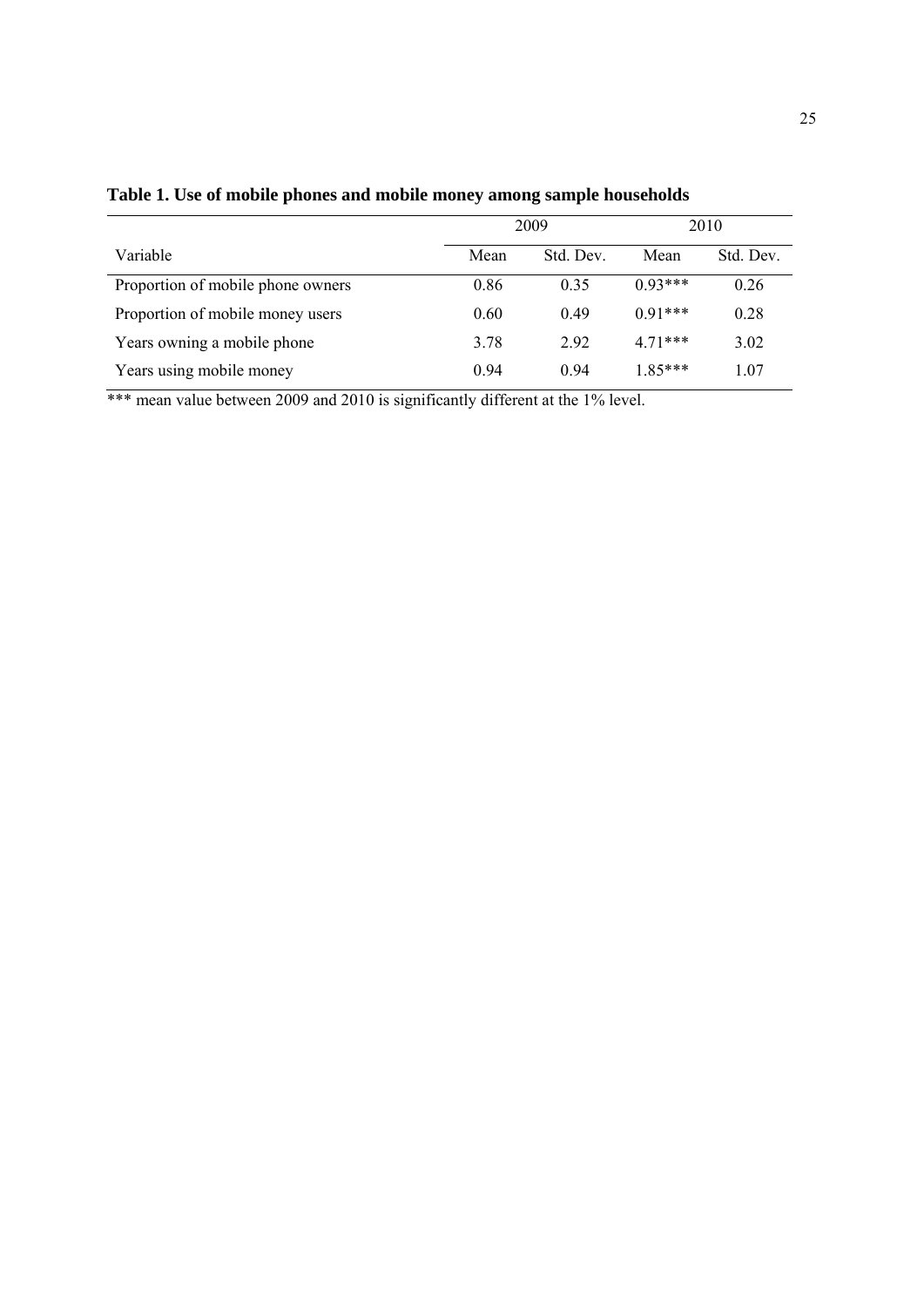**Table 1. Use of mobile phones and mobile money among sample households**

| | 2009 | | 2010 | |
|---|---|---|---|---|
| Variable | Mean | Std. Dev. | Mean | Std. Dev. |
| Proportion of mobile phone owners | 0.86 | 0.35 | 0.93*** | 0.26 |
| Proportion of mobile money users | 0.60 | 0.49 | 0.91*** | 0.28 |
| Years owning a mobile phone | 3.78 | 2.92 | 4.71*** | 3.02 |
| Years using mobile money | 0.94 | 0.94 | 1.85*** | 1.07 |

*** mean value between 2009 and 2010 is significantly different at the 1% level.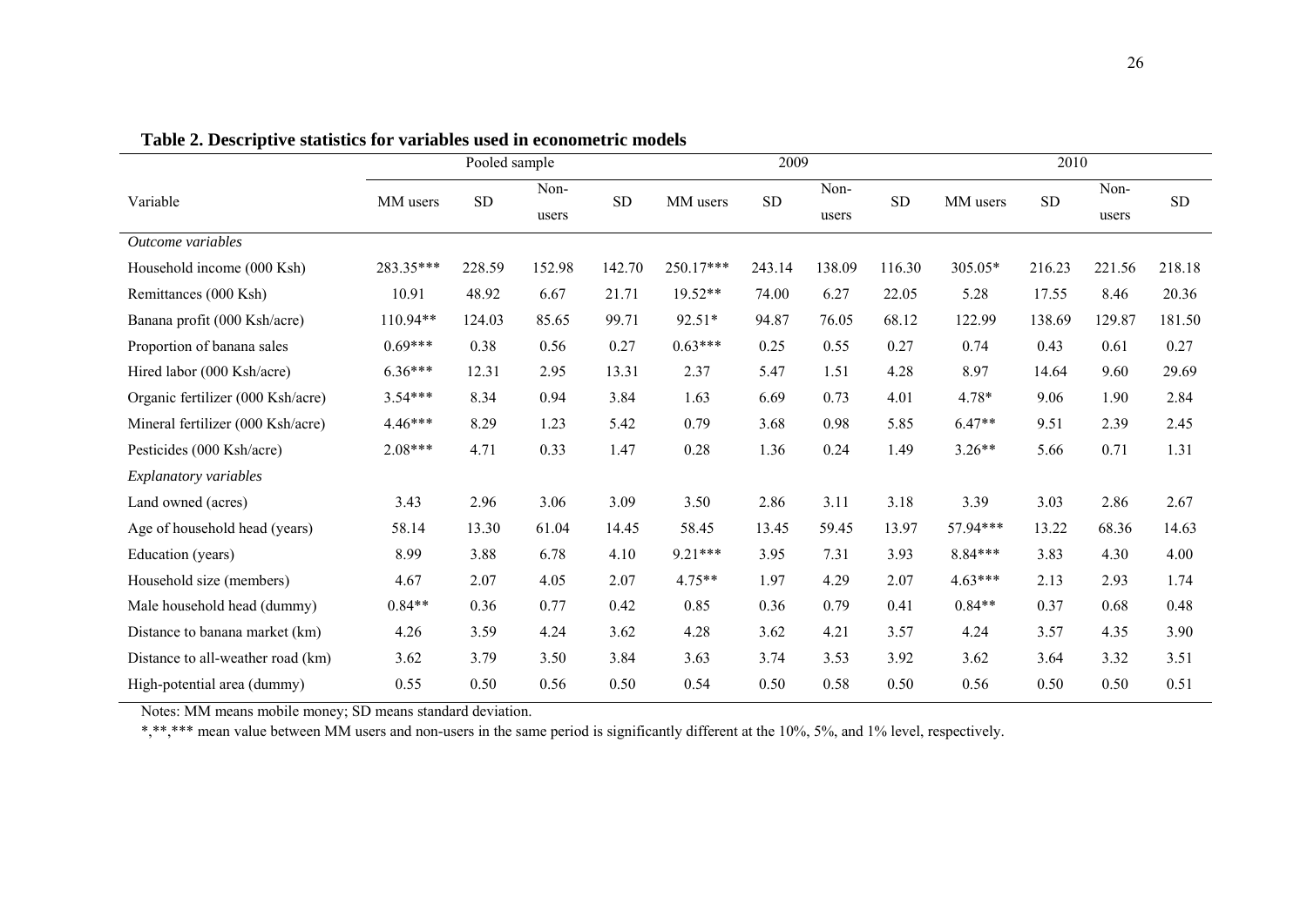**Table 2. Descriptive statistics for variables used in econometric models**

| Variable | Pooled sample | | | | 2009 | | | | 2010 | | | |
|---|---|---|---|---|---|---|---|---|---|---|---|---|
| | MM users | SD | Non-users | SD | MM users | SD | Non-users | SD | MM users | SD | Non-users | SD |
| *Outcome variables* | | | | | | | | | | | | |
| Household income (000 Ksh) | 283.35*** | 228.59 | 152.98 | 142.70 | 250.17*** | 243.14 | 138.09 | 116.30 | 305.05* | 216.23 | 221.56 | 218.18 |
| Remittances (000 Ksh) | 10.91 | 48.92 | 6.67 | 21.71 | 19.52** | 74.00 | 6.27 | 22.05 | 5.28 | 17.55 | 8.46 | 20.36 |
| Banana profit (000 Ksh/acre) | 110.94** | 124.03 | 85.65 | 99.71 | 92.51* | 94.87 | 76.05 | 68.12 | 122.99 | 138.69 | 129.87 | 181.50 |
| Proportion of banana sales | 0.69*** | 0.38 | 0.56 | 0.27 | 0.63*** | 0.25 | 0.55 | 0.27 | 0.74 | 0.43 | 0.61 | 0.27 |
| Hired labor (000 Ksh/acre) | 6.36*** | 12.31 | 2.95 | 13.31 | 2.37 | 5.47 | 1.51 | 4.28 | 8.97 | 14.64 | 9.60 | 29.69 |
| Organic fertilizer (000 Ksh/acre) | 3.54*** | 8.34 | 0.94 | 3.84 | 1.63 | 6.69 | 0.73 | 4.01 | 4.78* | 9.06 | 1.90 | 2.84 |
| Mineral fertilizer (000 Ksh/acre) | 4.46*** | 8.29 | 1.23 | 5.42 | 0.79 | 3.68 | 0.98 | 5.85 | 6.47** | 9.51 | 2.39 | 2.45 |
| Pesticides (000 Ksh/acre) | 2.08*** | 4.71 | 0.33 | 1.47 | 0.28 | 1.36 | 0.24 | 1.49 | 3.26** | 5.66 | 0.71 | 1.31 |
| *Explanatory variables* | | | | | | | | | | | | |
| Land owned (acres) | 3.43 | 2.96 | 3.06 | 3.09 | 3.50 | 2.86 | 3.11 | 3.18 | 3.39 | 3.03 | 2.86 | 2.67 |
| Age of household head (years) | 58.14 | 13.30 | 61.04 | 14.45 | 58.45 | 13.45 | 59.45 | 13.97 | 57.94*** | 13.22 | 68.36 | 14.63 |
| Education (years) | 8.99 | 3.88 | 6.78 | 4.10 | 9.21*** | 3.95 | 7.31 | 3.93 | 8.84*** | 3.83 | 4.30 | 4.00 |
| Household size (members) | 4.67 | 2.07 | 4.05 | 2.07 | 4.75** | 1.97 | 4.29 | 2.07 | 4.63*** | 2.13 | 2.93 | 1.74 |
| Male household head (dummy) | 0.84** | 0.36 | 0.77 | 0.42 | 0.85 | 0.36 | 0.79 | 0.41 | 0.84** | 0.37 | 0.68 | 0.48 |
| Distance to banana market (km) | 4.26 | 3.59 | 4.24 | 3.62 | 4.28 | 3.62 | 4.21 | 3.57 | 4.24 | 3.57 | 4.35 | 3.90 |
| Distance to all-weather road (km) | 3.62 | 3.79 | 3.50 | 3.84 | 3.63 | 3.74 | 3.53 | 3.92 | 3.62 | 3.64 | 3.32 | 3.51 |
| High-potential area (dummy) | 0.55 | 0.50 | 0.56 | 0.50 | 0.54 | 0.50 | 0.58 | 0.50 | 0.56 | 0.50 | 0.50 | 0.51 |

Notes: MM means mobile money; SD means standard deviation.

*,**,*** mean value between MM users and non-users in the same period is significantly different at the 10%, 5%, and 1% level, respectively.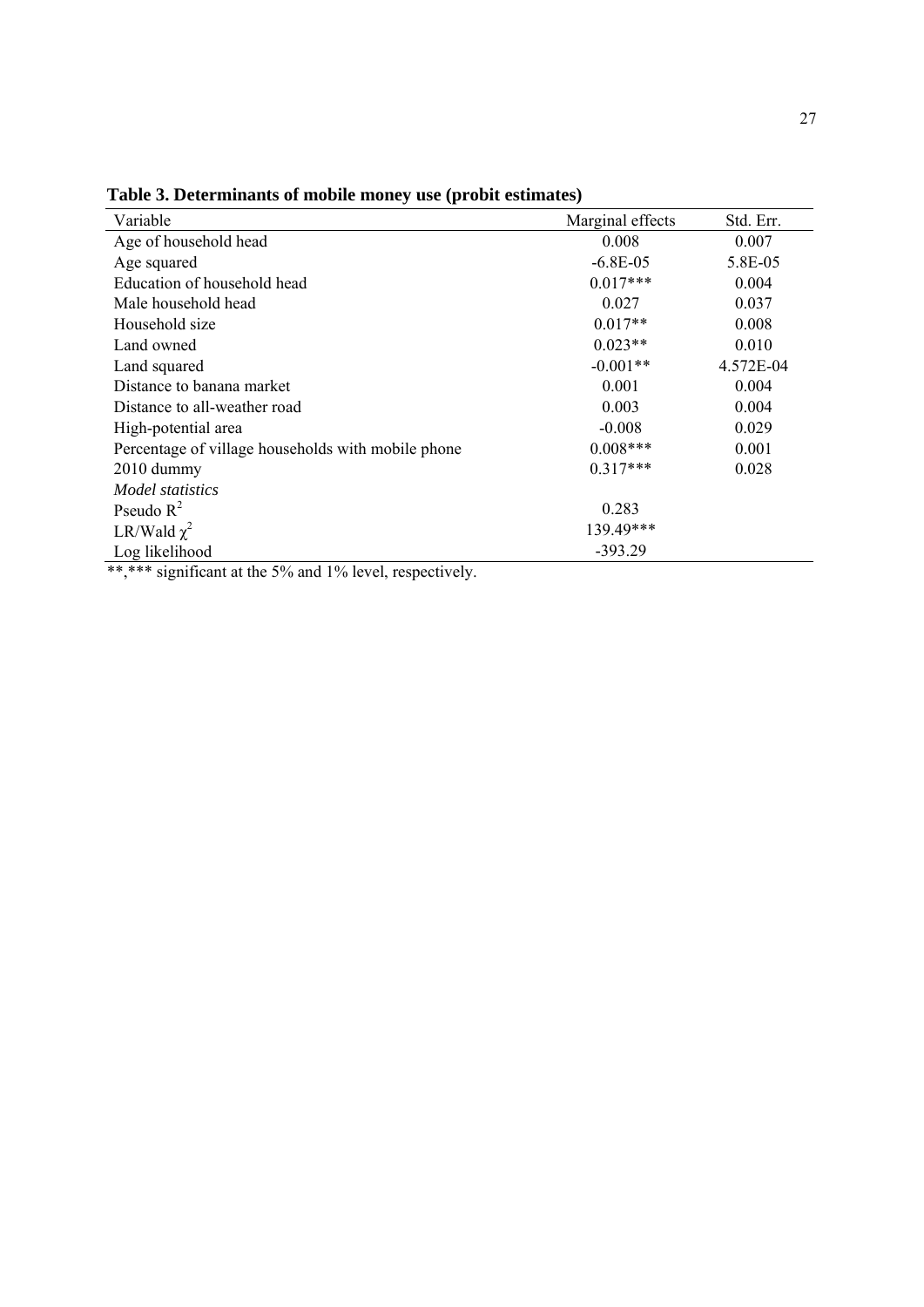**Table 3. Determinants of mobile money use (probit estimates)**

| Variable | Marginal effects | Std. Err. |
|---|---|---|
| Age of household head | 0.008 | 0.007 |
| Age squared | -6.8E-05 | 5.8E-05 |
| Education of household head | 0.017*** | 0.004 |
| Male household head | 0.027 | 0.037 |
| Household size | 0.017** | 0.008 |
| Land owned | 0.023** | 0.010 |
| Land squared | -0.001** | 4.572E-04 |
| Distance to banana market | 0.001 | 0.004 |
| Distance to all-weather road | 0.003 | 0.004 |
| High-potential area | -0.008 | 0.029 |
| Percentage of village households with mobile phone | 0.008*** | 0.001 |
| 2010 dummy | 0.317*** | 0.028 |
| *Model statistics* | | |
| Pseudo $R^2$ | 0.283 | |
| LR/Wald $\chi^2$ | 139.49*** | |
| Log likelihood | -393.29 | |

**,*** significant at the 5% and 1% level, respectively.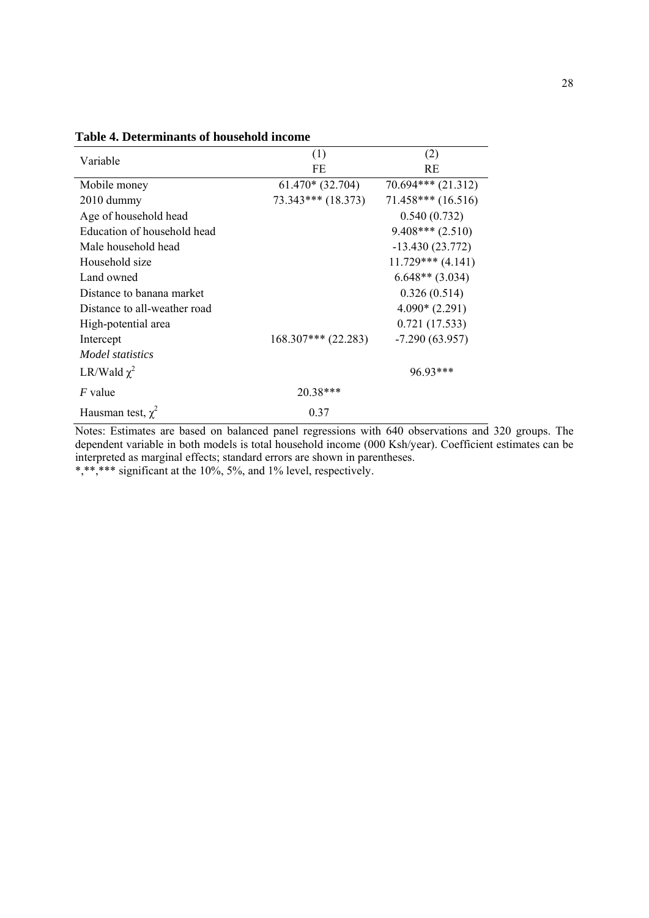**Table 4. Determinants of household income**

| Variable | (1)<br>FE | (2)<br>RE |
|---|---|---|
| Mobile money | 61.470* (32.704) | 70.694*** (21.312) |
| 2010 dummy | 73.343*** (18.373) | 71.458*** (16.516) |
| Age of household head | | 0.540 (0.732) |
| Education of household head | | 9.408*** (2.510) |
| Male household head | | -13.430 (23.772) |
| Household size | | 11.729*** (4.141) |
| Land owned | | 6.648** (3.034) |
| Distance to banana market | | 0.326 (0.514) |
| Distance to all-weather road | | 4.090* (2.291) |
| High-potential area | | 0.721 (17.533) |
| Intercept | 168.307*** (22.283) | -7.290 (63.957) |
| *Model statistics* | | |
| LR/Wald $\chi^2$ | | 96.93*** |
| *F* value | 20.38*** | |
| Hausman test, $\chi^2$ | 0.37 | |

Notes: Estimates are based on balanced panel regressions with 640 observations and 320 groups. The dependent variable in both models is total household income (000 Ksh/year). Coefficient estimates can be interpreted as marginal effects; standard errors are shown in parentheses.
*,**,*** significant at the 10%, 5%, and 1% level, respectively.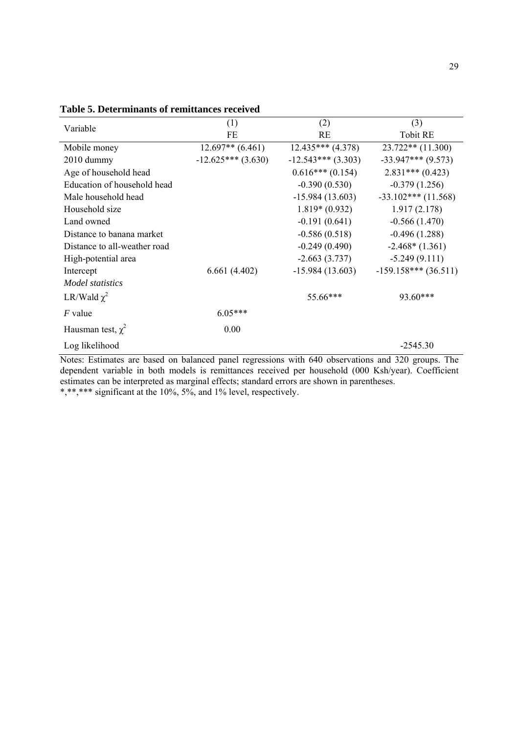**Table 5. Determinants of remittances received**

| Variable | (1) FE | (2) RE | (3) Tobit RE |
|---|---|---|---|
| Mobile money | 12.697** (6.461) | 12.435*** (4.378) | 23.722** (11.300) |
| 2010 dummy | -12.625*** (3.630) | -12.543*** (3.303) | -33.947*** (9.573) |
| Age of household head | | 0.616*** (0.154) | 2.831*** (0.423) |
| Education of household head | | -0.390 (0.530) | -0.379 (1.256) |
| Male household head | | -15.984 (13.603) | -33.102*** (11.568) |
| Household size | | 1.819* (0.932) | 1.917 (2.178) |
| Land owned | | -0.191 (0.641) | -0.566 (1.470) |
| Distance to banana market | | -0.586 (0.518) | -0.496 (1.288) |
| Distance to all-weather road | | -0.249 (0.490) | -2.468* (1.361) |
| High-potential area | | -2.663 (3.737) | -5.249 (9.111) |
| Intercept | 6.661 (4.402) | -15.984 (13.603) | -159.158*** (36.511) |
| *Model statistics* | | | |
| LR/Wald $\chi^2$ | | 55.66*** | 93.60*** |
| *F* value | 6.05*** | | |
| Hausman test, $\chi^2$ | 0.00 | | |
| Log likelihood | | | -2545.30 |

Notes: Estimates are based on balanced panel regressions with 640 observations and 320 groups. The dependent variable in both models is remittances received per household (000 Ksh/year). Coefficient estimates can be interpreted as marginal effects; standard errors are shown in parentheses.
*,**,*** significant at the 10%, 5%, and 1% level, respectively.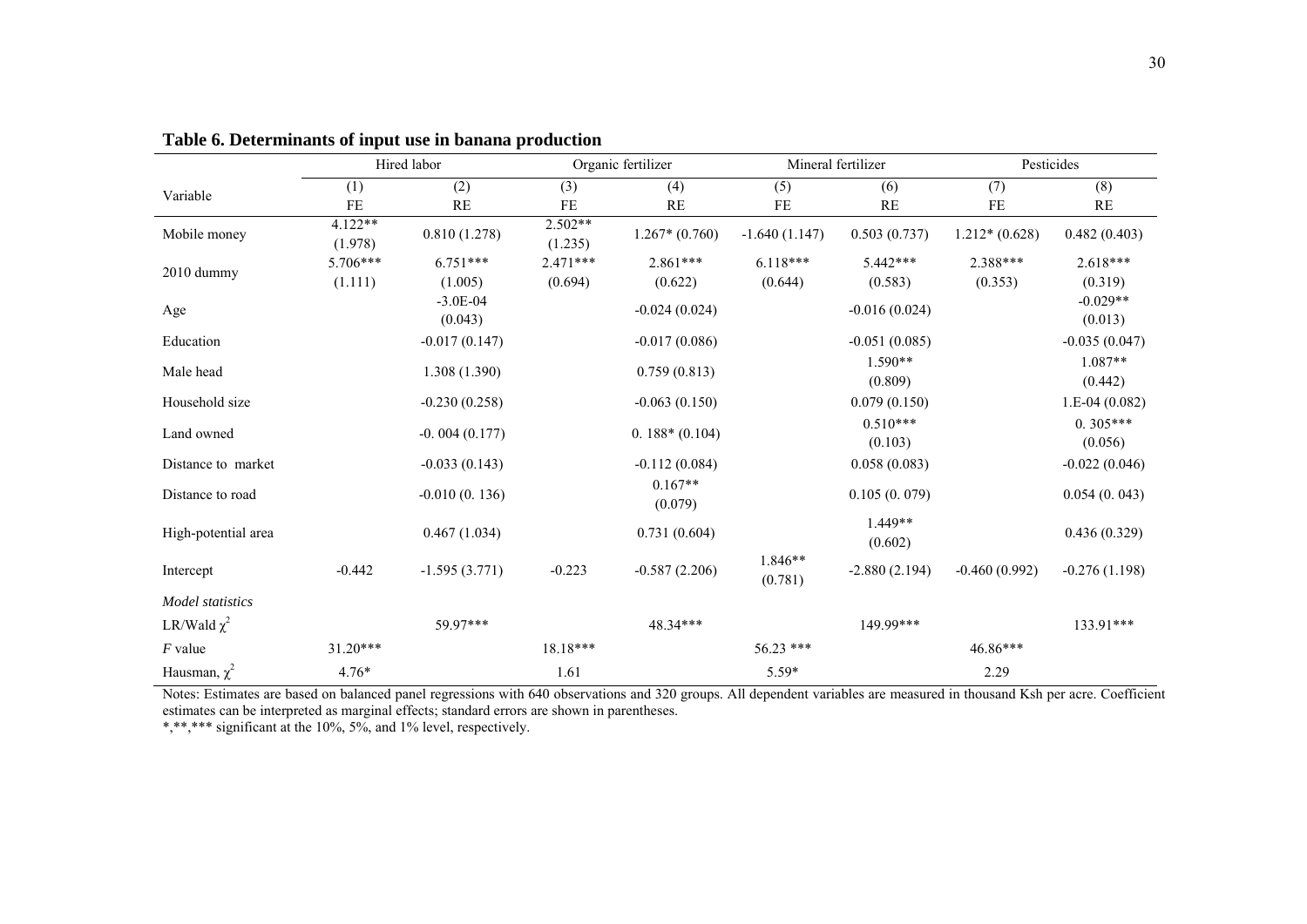**Table 6. Determinants of input use in banana production**

| Variable | Hired labor | | Organic fertilizer | | Mineral fertilizer | | Pesticides | |
|---|---|---|---|---|---|---|---|---|
| | (1) FE | (2) RE | (3) FE | (4) RE | (5) FE | (6) RE | (7) FE | (8) RE |
| Mobile money | 4.122** (1.978) | 0.810 (1.278) | 2.502** (1.235) | 1.267* (0.760) | -1.640 (1.147) | 0.503 (0.737) | 1.212* (0.628) | 0.482 (0.403) |
| 2010 dummy | 5.706*** (1.111) | 6.751*** (1.005) | 2.471*** (0.694) | 2.861*** (0.622) | 6.118*** (0.644) | 5.442*** (0.583) | 2.388*** (0.353) | 2.618*** (0.319) |
| Age | | -3.0E-04 (0.043) | | -0.024 (0.024) | | -0.016 (0.024) | | -0.029** (0.013) |
| Education | | -0.017 (0.147) | | -0.017 (0.086) | | -0.051 (0.085) | | -0.035 (0.047) |
| Male head | | 1.308 (1.390) | | 0.759 (0.813) | | 1.590** (0.809) | | 1.087** (0.442) |
| Household size | | -0.230 (0.258) | | -0.063 (0.150) | | 0.079 (0.150) | | 1.E-04 (0.082) |
| Land owned | | -0. 004 (0.177) | | 0. 188* (0.104) | | 0.510*** (0.103) | | 0. 305*** (0.056) |
| Distance to market | | -0.033 (0.143) | | -0.112 (0.084) | | 0.058 (0.083) | | -0.022 (0.046) |
| Distance to road | | -0.010 (0. 136) | | 0.167** (0.079) | | 0.105 (0. 079) | | 0.054 (0. 043) |
| High-potential area | | 0.467 (1.034) | | 0.731 (0.604) | | 1.449** (0.602) | | 0.436 (0.329) |
| Intercept | -0.442 | -1.595 (3.771) | -0.223 | -0.587 (2.206) | 1.846** (0.781) | -2.880 (2.194) | -0.460 (0.992) | -0.276 (1.198) |
| *Model statistics* | | | | | | | | |
| LR/Wald $\chi^2$ | | 59.97*** | | 48.34*** | | 149.99*** | | 133.91*** |
| *F* value | 31.20*** | | 18.18*** | | 56.23 *** | | 46.86*** | |
| Hausman, $\chi^2$ | 4.76* | | 1.61 | | 5.59* | | 2.29 | |

Notes: Estimates are based on balanced panel regressions with 640 observations and 320 groups. All dependent variables are measured in thousand Ksh per acre. Coefficient estimates can be interpreted as marginal effects; standard errors are shown in parentheses.
*,**,*** significant at the 10%, 5%, and 1% level, respectively.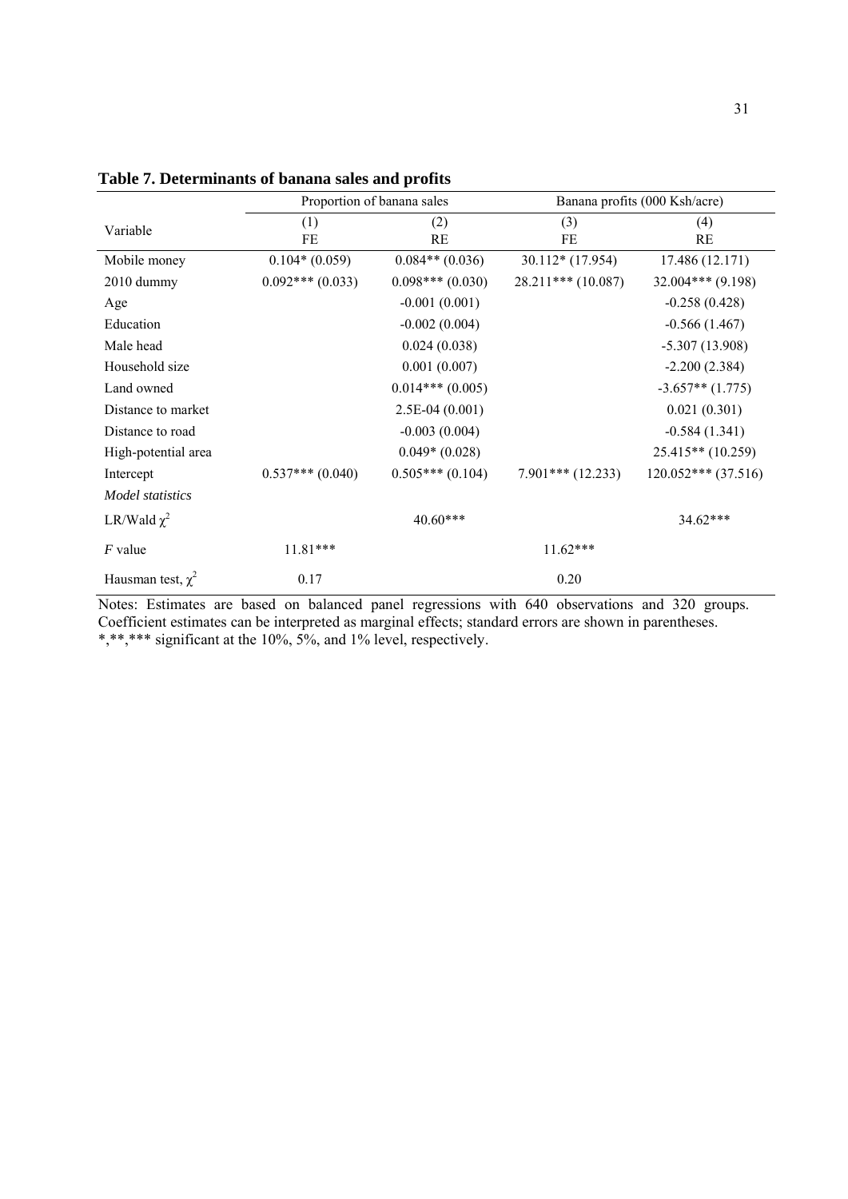**Table 7. Determinants of banana sales and profits**

| Variable | Proportion of banana sales | | Banana profits (000 Ksh/acre) | |
|---|---|---|---|---|
| | (1) FE | (2) RE | (3) FE | (4) RE |
| Mobile money | 0.104* (0.059) | 0.084** (0.036) | 30.112* (17.954) | 17.486 (12.171) |
| 2010 dummy | 0.092*** (0.033) | 0.098*** (0.030) | 28.211*** (10.087) | 32.004*** (9.198) |
| Age | | -0.001 (0.001) | | -0.258 (0.428) |
| Education | | -0.002 (0.004) | | -0.566 (1.467) |
| Male head | | 0.024 (0.038) | | -5.307 (13.908) |
| Household size | | 0.001 (0.007) | | -2.200 (2.384) |
| Land owned | | 0.014*** (0.005) | | -3.657** (1.775) |
| Distance to market | | 2.5E-04 (0.001) | | 0.021 (0.301) |
| Distance to road | | -0.003 (0.004) | | -0.584 (1.341) |
| High-potential area | | 0.049* (0.028) | | 25.415** (10.259) |
| Intercept | 0.537*** (0.040) | 0.505*** (0.104) | 7.901*** (12.233) | 120.052*** (37.516) |
| *Model statistics* | | | | |
| LR/Wald $\chi^2$ | | 40.60*** | | 34.62*** |
| $F$ value | 11.81*** | | 11.62*** | |
| Hausman test, $\chi^2$ | 0.17 | | 0.20 | |

Notes: Estimates are based on balanced panel regressions with 640 observations and 320 groups. Coefficient estimates can be interpreted as marginal effects; standard errors are shown in parentheses. *,**,*** significant at the 10%, 5%, and 1% level, respectively.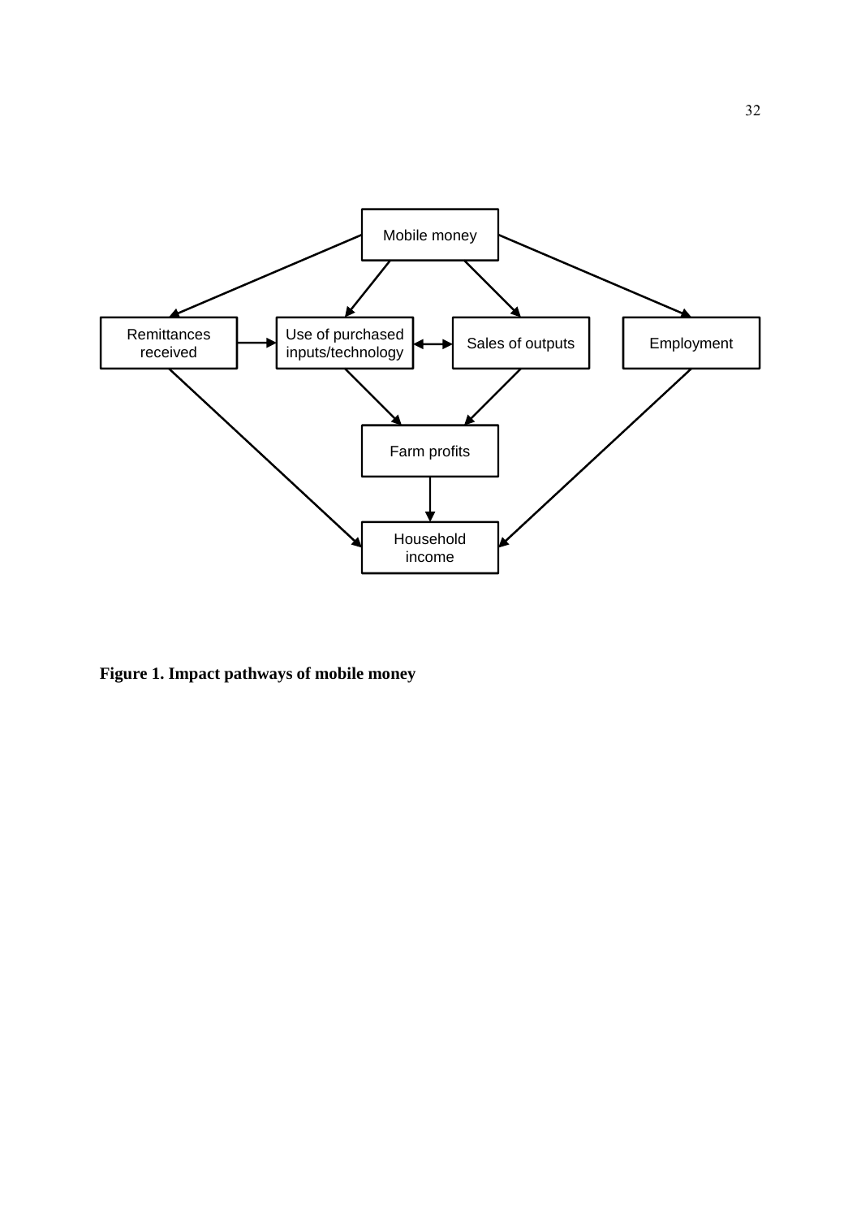Mobile money

Remittances received

Use of purchased inputs/technology

Sales of outputs

Employment

Farm profits

Household income

**Figure 1. Impact pathways of mobile money**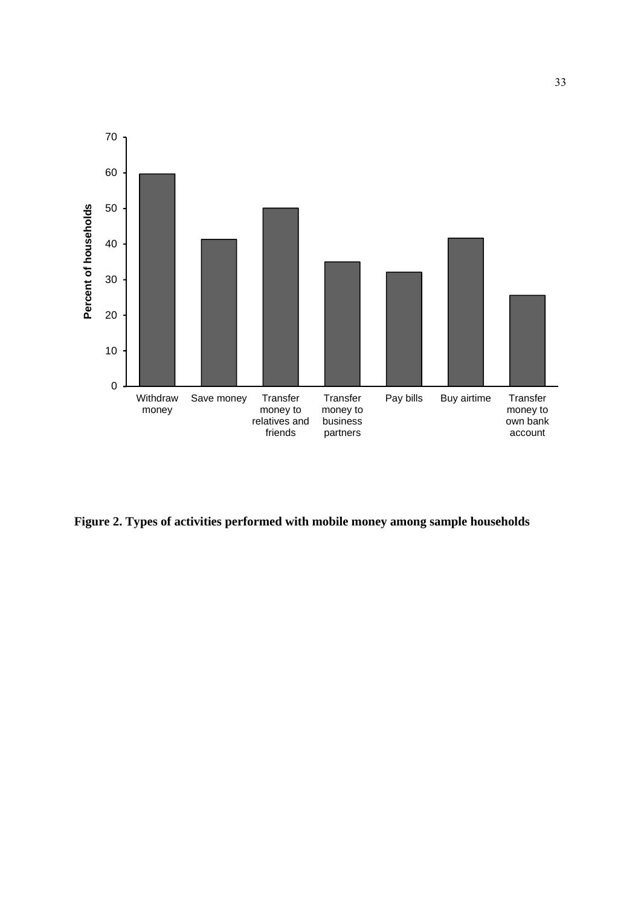**Figure 2. Types of activities performed with mobile money among sample households**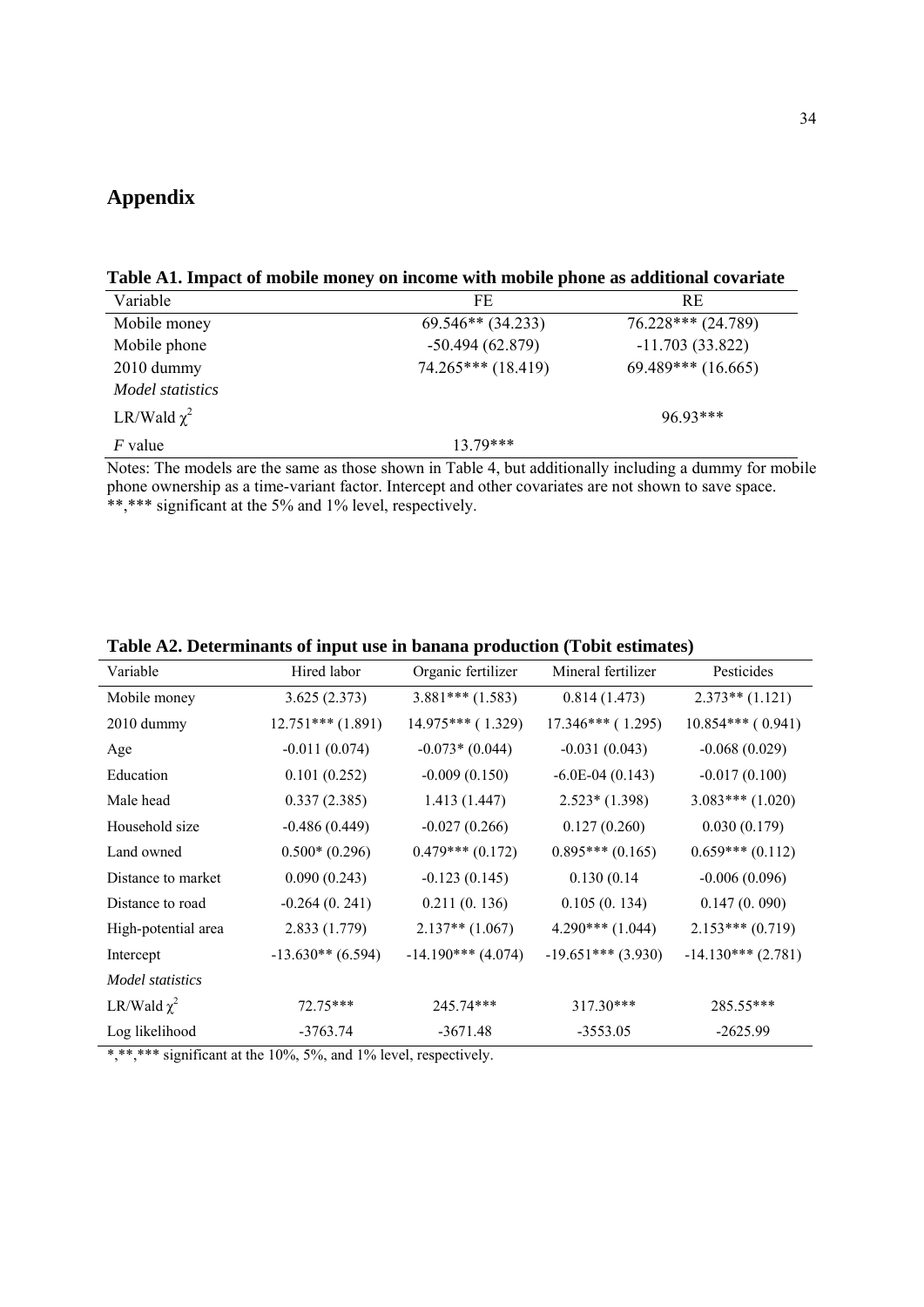## Appendix

**Table A1. Impact of mobile money on income with mobile phone as additional covariate**

| Variable | FE | RE |
|---|---|---|
| Mobile money | 69.546** (34.233) | 76.228*** (24.789) |
| Mobile phone | -50.494 (62.879) | -11.703 (33.822) |
| 2010 dummy | 74.265*** (18.419) | 69.489*** (16.665) |
| *Model statistics* | | |
| LR/Wald $\chi^2$ | | 96.93*** |
| *F* value | 13.79*** | |

Notes: The models are the same as those shown in Table 4, but additionally including a dummy for mobile phone ownership as a time-variant factor. Intercept and other covariates are not shown to save space. **,*** significant at the 5% and 1% level, respectively.

**Table A2. Determinants of input use in banana production (Tobit estimates)**

| Variable | Hired labor | Organic fertilizer | Mineral fertilizer | Pesticides |
|---|---|---|---|---|
| Mobile money | 3.625 (2.373) | 3.881*** (1.583) | 0.814 (1.473) | 2.373** (1.121) |
| 2010 dummy | 12.751*** (1.891) | 14.975*** ( 1.329) | 17.346*** ( 1.295) | 10.854*** ( 0.941) |
| Age | -0.011 (0.074) | -0.073* (0.044) | -0.031 (0.043) | -0.068 (0.029) |
| Education | 0.101 (0.252) | -0.009 (0.150) | -6.0E-04 (0.143) | -0.017 (0.100) |
| Male head | 0.337 (2.385) | 1.413 (1.447) | 2.523* (1.398) | 3.083*** (1.020) |
| Household size | -0.486 (0.449) | -0.027 (0.266) | 0.127 (0.260) | 0.030 (0.179) |
| Land owned | 0.500* (0.296) | 0.479*** (0.172) | 0.895*** (0.165) | 0.659*** (0.112) |
| Distance to market | 0.090 (0.243) | -0.123 (0.145) | 0.130 (0.14 | -0.006 (0.096) |
| Distance to road | -0.264 (0. 241) | 0.211 (0. 136) | 0.105 (0. 134) | 0.147 (0. 090) |
| High-potential area | 2.833 (1.779) | 2.137** (1.067) | 4.290*** (1.044) | 2.153*** (0.719) |
| Intercept | -13.630** (6.594) | -14.190*** (4.074) | -19.651*** (3.930) | -14.130*** (2.781) |
| *Model statistics* | | | | |
| LR/Wald $\chi^2$ | 72.75*** | 245.74*** | 317.30*** | 285.55*** |
| Log likelihood | -3763.74 | -3671.48 | -3553.05 | -2625.99 |

*,**,*** significant at the 10%, 5%, and 1% level, respectively.